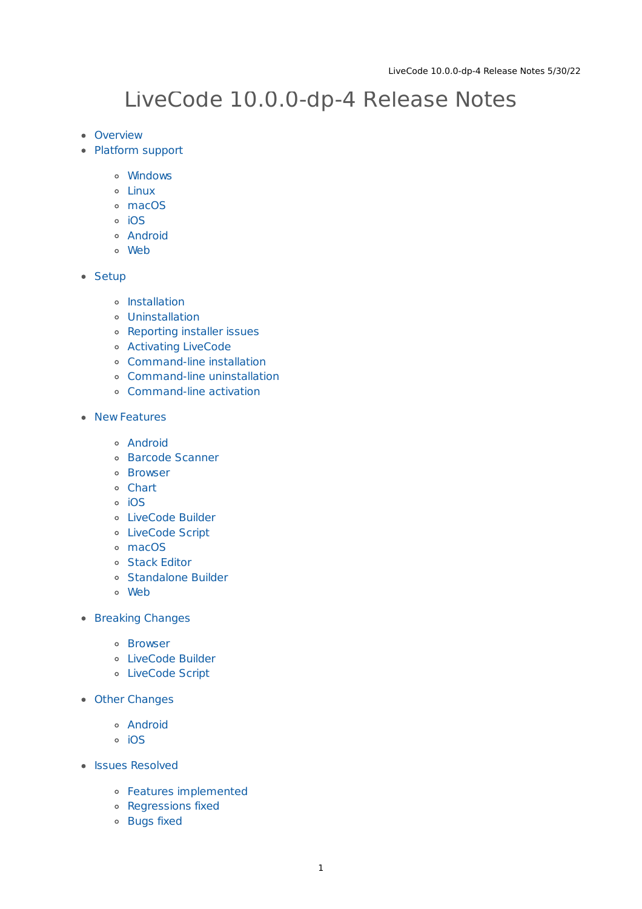# LiveCode 10.0.0-dp-4 Release Notes

- Overview
- Platform support
  - Windows
  - Linux
  - macOS
  - iOS
  - Android
  - Web
- Setup
  - Installation
  - Uninstallation
  - Reporting installer issues
  - Activating LiveCode
  - Command-line installation
  - Command-line uninstallation
  - Command-line activation
- New Features
  - Android
  - Barcode Scanner
  - Browser
  - Chart
  - iOS
  - LiveCode Builder
  - LiveCode Script
  - macOS
  - Stack Editor
  - Standalone Builder
  - Web
- Breaking Changes
  - Browser
  - LiveCode Builder
  - LiveCode Script
- Other Changes
  - Android
  - iOS
- Issues Resolved
  - Features implemented
  - Regressions fixed
  - Bugs fixed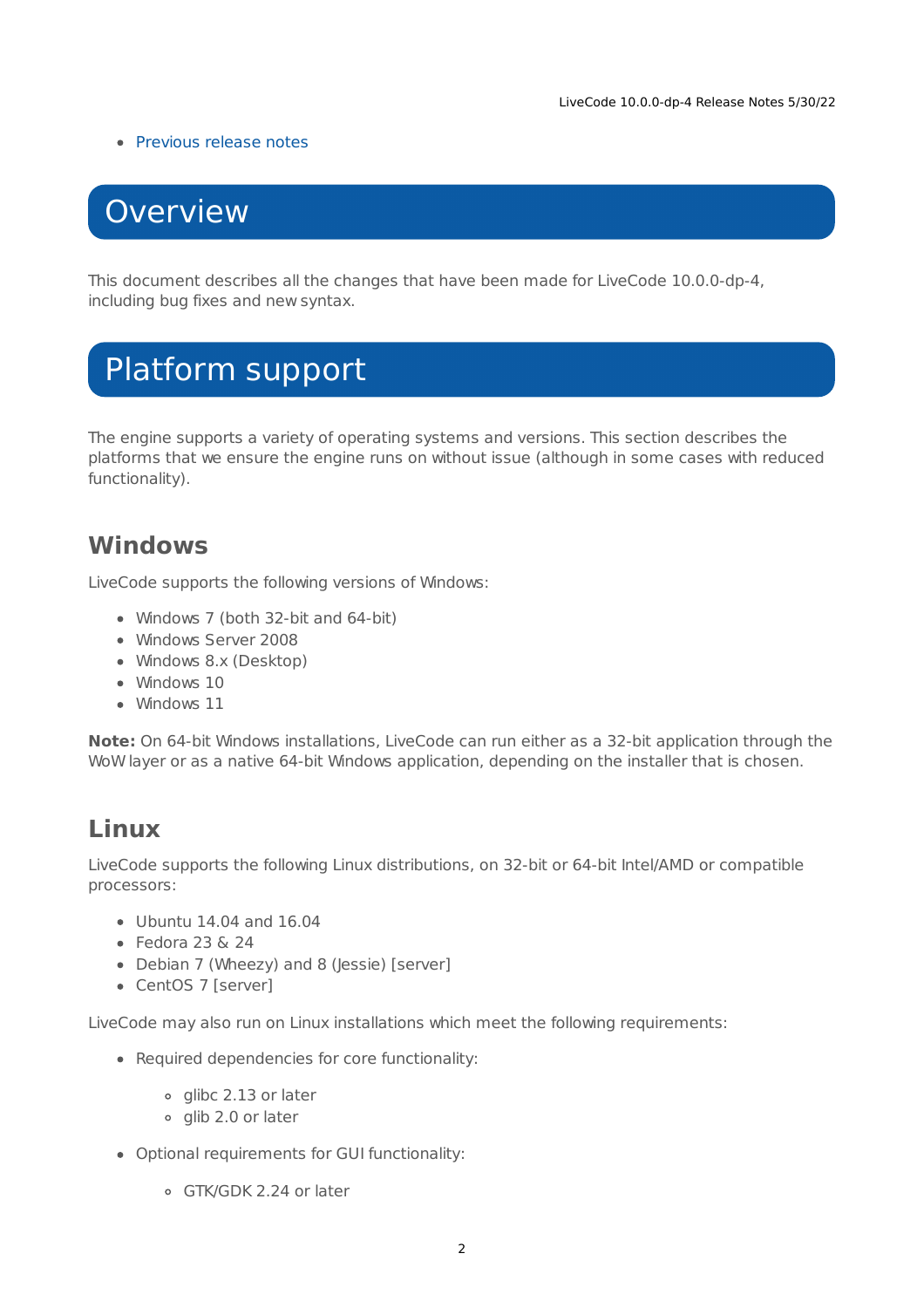- Previous release notes

# Overview

This document describes all the changes that have been made for LiveCode 10.0.0-dp-4, including bug fixes and new syntax.

# Platform support

The engine supports a variety of operating systems and versions. This section describes the platforms that we ensure the engine runs on without issue (although in some cases with reduced functionality).

## Windows

LiveCode supports the following versions of Windows:

- Windows 7 (both 32-bit and 64-bit)
- Windows Server 2008
- Windows 8.x (Desktop)
- Windows 10
- Windows 11

**Note:** On 64-bit Windows installations, LiveCode can run either as a 32-bit application through the WoW layer or as a native 64-bit Windows application, depending on the installer that is chosen.

## Linux

LiveCode supports the following Linux distributions, on 32-bit or 64-bit Intel/AMD or compatible processors:

- Ubuntu 14.04 and 16.04
- Fedora 23 & 24
- Debian 7 (Wheezy) and 8 (Jessie) [server]
- CentOS 7 [server]

LiveCode may also run on Linux installations which meet the following requirements:

- Required dependencies for core functionality:
  - glibc 2.13 or later
  - glib 2.0 or later
- Optional requirements for GUI functionality:
  - GTK/GDK 2.24 or later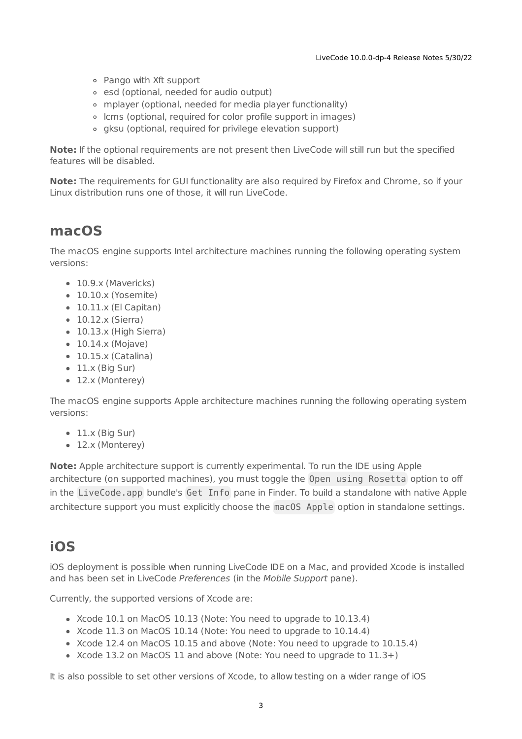- Pango with Xft support
  - esd (optional, needed for audio output)
  - mplayer (optional, needed for media player functionality)
  - lcms (optional, required for color profile support in images)
  - gksu (optional, required for privilege elevation support)

**Note:** If the optional requirements are not present then LiveCode will still run but the specified features will be disabled.

**Note:** The requirements for GUI functionality are also required by Firefox and Chrome, so if your Linux distribution runs one of those, it will run LiveCode.

## macOS

The macOS engine supports Intel architecture machines running the following operating system versions:

- 10.9.x (Mavericks)
- 10.10.x (Yosemite)
- 10.11.x (El Capitan)
- 10.12.x (Sierra)
- 10.13.x (High Sierra)
- 10.14.x (Mojave)
- 10.15.x (Catalina)
- 11.x (Big Sur)
- 12.x (Monterey)

The macOS engine supports Apple architecture machines running the following operating system versions:

- 11.x (Big Sur)
- 12.x (Monterey)

**Note:** Apple architecture support is currently experimental. To run the IDE using Apple architecture (on supported machines), you must toggle the `Open using Rosetta` option to off in the `LiveCode.app` bundle's `Get Info` pane in Finder. To build a standalone with native Apple architecture support you must explicitly choose the `macOS Apple` option in standalone settings.

## iOS

iOS deployment is possible when running LiveCode IDE on a Mac, and provided Xcode is installed and has been set in LiveCode *Preferences* (in the *Mobile Support* pane).

Currently, the supported versions of Xcode are:

- Xcode 10.1 on MacOS 10.13 (Note: You need to upgrade to 10.13.4)
- Xcode 11.3 on MacOS 10.14 (Note: You need to upgrade to 10.14.4)
- Xcode 12.4 on MacOS 10.15 and above (Note: You need to upgrade to 10.15.4)
- Xcode 13.2 on MacOS 11 and above (Note: You need to upgrade to 11.3+)

It is also possible to set other versions of Xcode, to allow testing on a wider range of iOS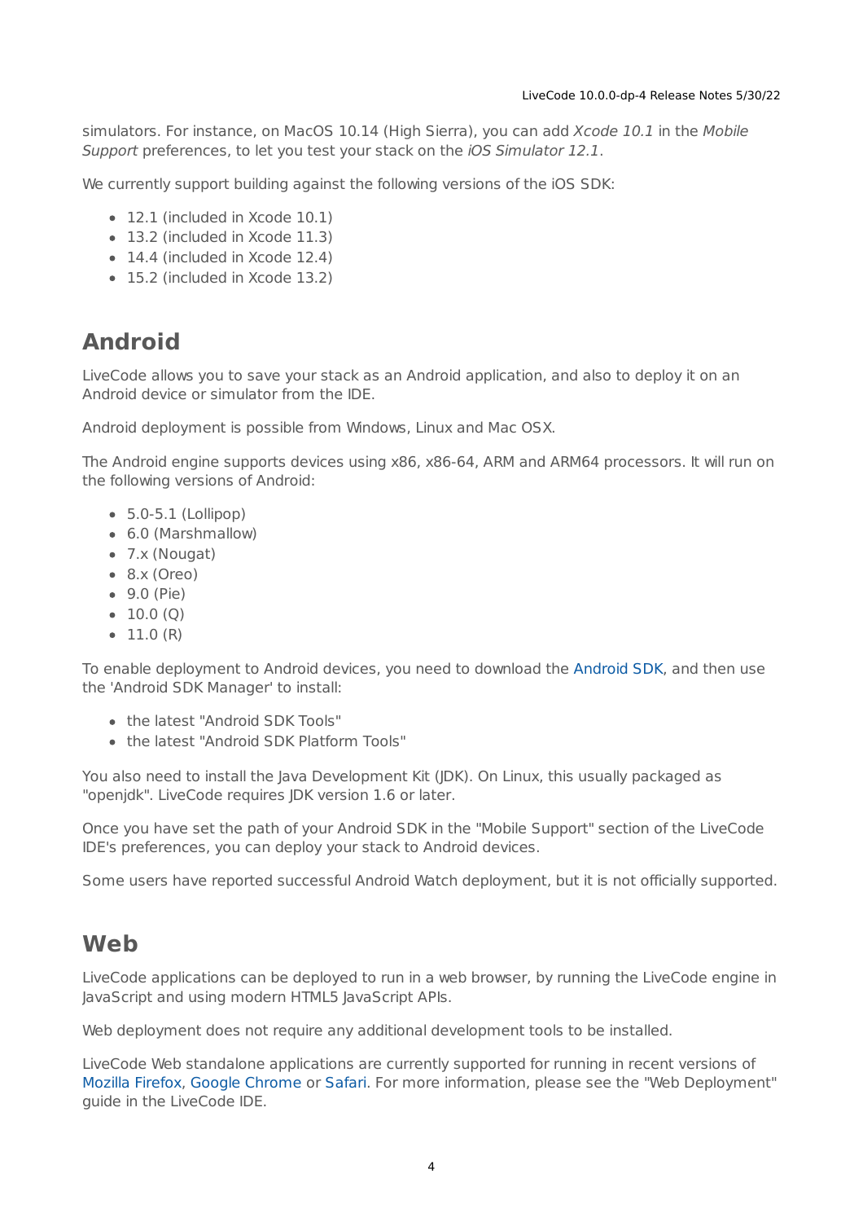simulators. For instance, on MacOS 10.14 (High Sierra), you can add *Xcode 10.1* in the *Mobile Support* preferences, to let you test your stack on the *iOS Simulator 12.1*.

We currently support building against the following versions of the iOS SDK:

- 12.1 (included in Xcode 10.1)
- 13.2 (included in Xcode 11.3)
- 14.4 (included in Xcode 12.4)
- 15.2 (included in Xcode 13.2)

## Android

LiveCode allows you to save your stack as an Android application, and also to deploy it on an Android device or simulator from the IDE.

Android deployment is possible from Windows, Linux and Mac OSX.

The Android engine supports devices using x86, x86-64, ARM and ARM64 processors. It will run on the following versions of Android:

- 5.0-5.1 (Lollipop)
- 6.0 (Marshmallow)
- 7.x (Nougat)
- 8.x (Oreo)
- 9.0 (Pie)
- 10.0 (Q)
- 11.0 (R)

To enable deployment to Android devices, you need to download the Android SDK, and then use the 'Android SDK Manager' to install:

- the latest "Android SDK Tools"
- the latest "Android SDK Platform Tools"

You also need to install the Java Development Kit (JDK). On Linux, this usually packaged as "openjdk". LiveCode requires JDK version 1.6 or later.

Once you have set the path of your Android SDK in the "Mobile Support" section of the LiveCode IDE's preferences, you can deploy your stack to Android devices.

Some users have reported successful Android Watch deployment, but it is not officially supported.

## Web

LiveCode applications can be deployed to run in a web browser, by running the LiveCode engine in JavaScript and using modern HTML5 JavaScript APIs.

Web deployment does not require any additional development tools to be installed.

LiveCode Web standalone applications are currently supported for running in recent versions of Mozilla Firefox, Google Chrome or Safari. For more information, please see the "Web Deployment" guide in the LiveCode IDE.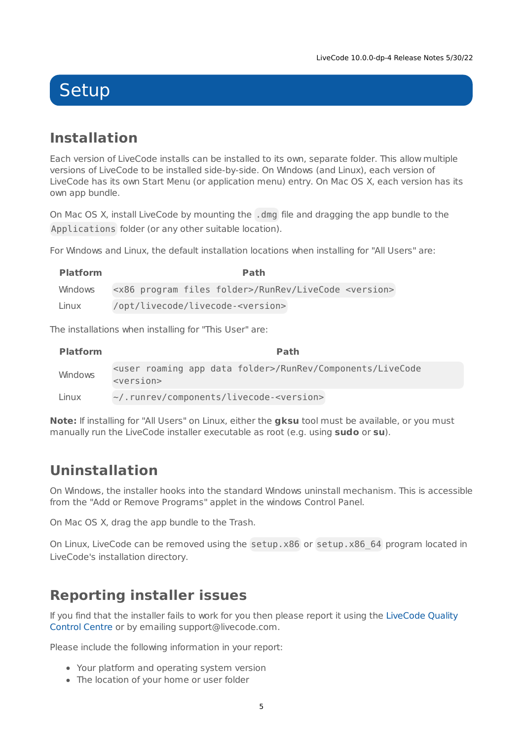# Setup

## Installation

Each version of LiveCode installs can be installed to its own, separate folder. This allow multiple versions of LiveCode to be installed side-by-side. On Windows (and Linux), each version of LiveCode has its own Start Menu (or application menu) entry. On Mac OS X, each version has its own app bundle.

On Mac OS X, install LiveCode by mounting the `.dmg` file and dragging the app bundle to the `Applications` folder (or any other suitable location).

For Windows and Linux, the default installation locations when installing for "All Users" are:

| Platform | Path |
|---|---|
| Windows | `<x86 program files folder>/RunRev/LiveCode <version>` |
| Linux | `/opt/livecode/livecode-<version>` |

The installations when installing for "This User" are:

| Platform | Path |
|---|---|
| Windows | `<user roaming app data folder>/RunRev/Components/LiveCode <version>` |
| Linux | `~/.runrev/components/livecode-<version>` |

**Note:** If installing for "All Users" on Linux, either the **gksu** tool must be available, or you must manually run the LiveCode installer executable as root (e.g. using **sudo** or **su**).

## Uninstallation

On Windows, the installer hooks into the standard Windows uninstall mechanism. This is accessible from the "Add or Remove Programs" applet in the windows Control Panel.

On Mac OS X, drag the app bundle to the Trash.

On Linux, LiveCode can be removed using the `setup.x86` or `setup.x86_64` program located in LiveCode's installation directory.

## Reporting installer issues

If you find that the installer fails to work for you then please report it using the LiveCode Quality Control Centre or by emailing support@livecode.com.

Please include the following information in your report:

- Your platform and operating system version
- The location of your home or user folder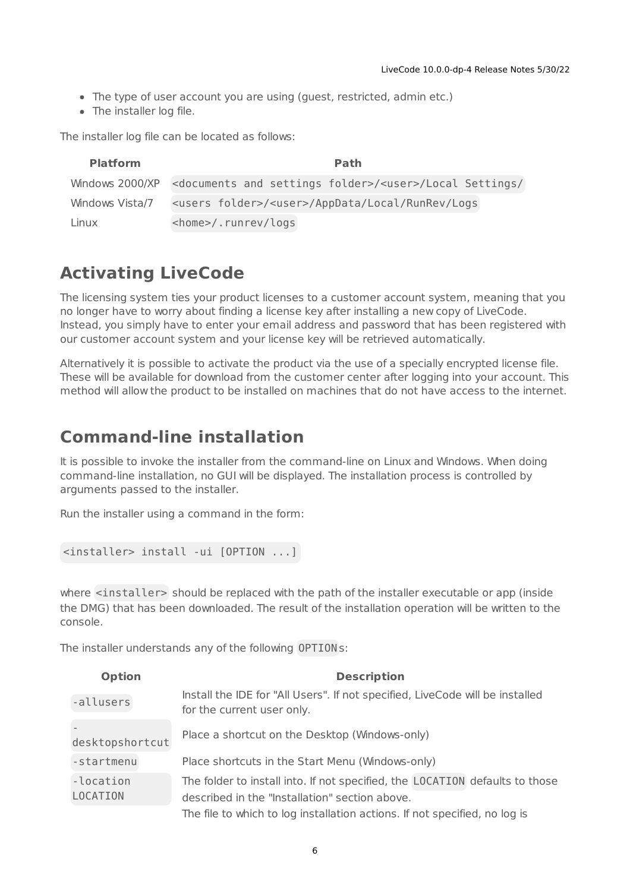- The type of user account you are using (guest, restricted, admin etc.)
- The installer log file.

The installer log file can be located as follows:

| Platform | Path |
| --- | --- |
| Windows 2000/XP | `<documents and settings folder>/<user>/Local Settings/` |
| Windows Vista/7 | `<users folder>/<user>/AppData/Local/RunRev/Logs` |
| Linux | `<home>/.runrev/logs` |

## Activating LiveCode

The licensing system ties your product licenses to a customer account system, meaning that you no longer have to worry about finding a license key after installing a new copy of LiveCode. Instead, you simply have to enter your email address and password that has been registered with our customer account system and your license key will be retrieved automatically.

Alternatively it is possible to activate the product via the use of a specially encrypted license file. These will be available for download from the customer center after logging into your account. This method will allow the product to be installed on machines that do not have access to the internet.

## Command-line installation

It is possible to invoke the installer from the command-line on Linux and Windows. When doing command-line installation, no GUI will be displayed. The installation process is controlled by arguments passed to the installer.

Run the installer using a command in the form:

```
<installer> install -ui [OPTION ...]
```

where `<installer>` should be replaced with the path of the installer executable or app (inside the DMG) that has been downloaded. The result of the installation operation will be written to the console.

The installer understands any of the following `OPTION`s:

| Option | Description |
| --- | --- |
| `-allusers` | Install the IDE for "All Users". If not specified, LiveCode will be installed for the current user only. |
| `-desktopshortcut` | Place a shortcut on the Desktop (Windows-only) |
| `-startmenu` | Place shortcuts in the Start Menu (Windows-only) |
| `-location LOCATION` | The folder to install into. If not specified, the `LOCATION` defaults to those described in the "Installation" section above. |
| | The file to which to log installation actions. If not specified, no log is |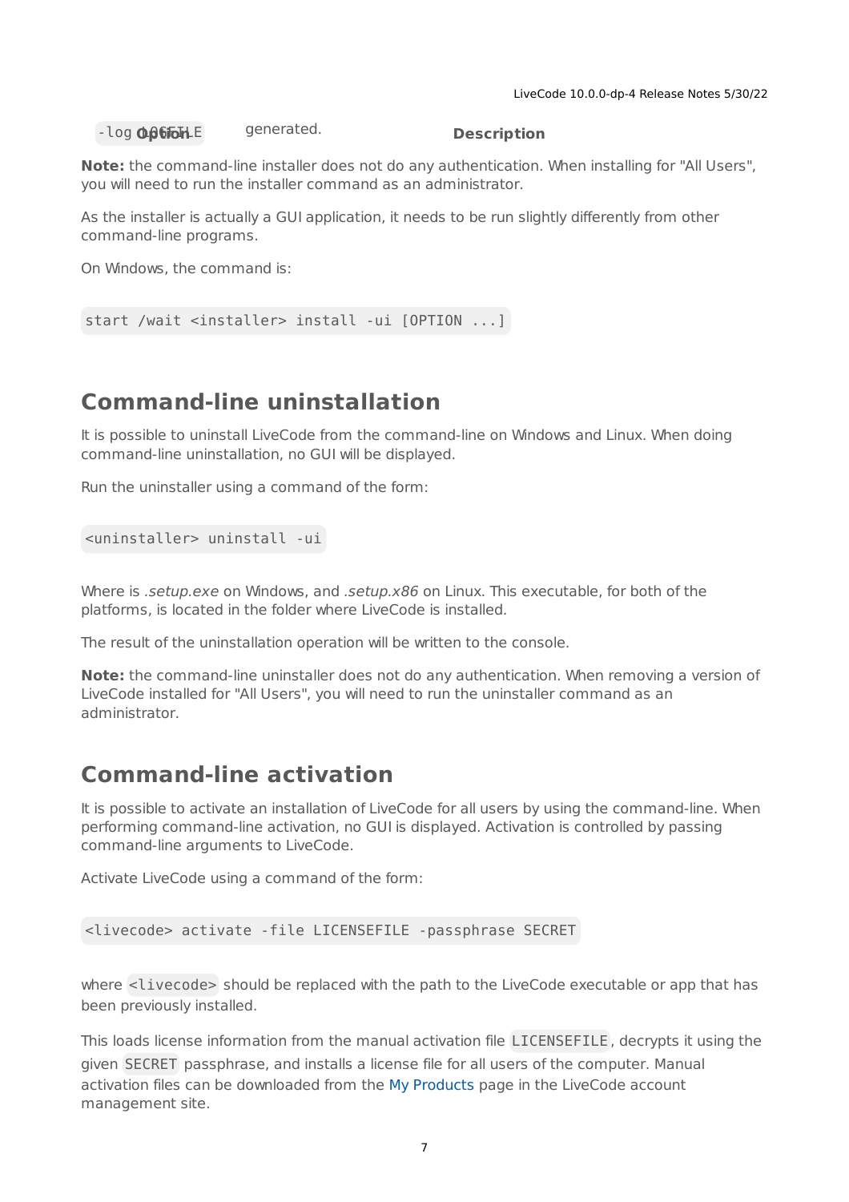| Option | Description |
| --- | --- |
| `-log LOGFILE` | generated. |

**Note:** the command-line installer does not do any authentication. When installing for "All Users", you will need to run the installer command as an administrator.

As the installer is actually a GUI application, it needs to be run slightly differently from other command-line programs.

On Windows, the command is:

```
start /wait <installer> install -ui [OPTION ...]
```

## Command-line uninstallation

It is possible to uninstall LiveCode from the command-line on Windows and Linux. When doing command-line uninstallation, no GUI will be displayed.

Run the uninstaller using a command of the form:

```
<uninstaller> uninstall -ui
```

Where is *.setup.exe* on Windows, and *.setup.x86* on Linux. This executable, for both of the platforms, is located in the folder where LiveCode is installed.

The result of the uninstallation operation will be written to the console.

**Note:** the command-line uninstaller does not do any authentication. When removing a version of LiveCode installed for "All Users", you will need to run the uninstaller command as an administrator.

## Command-line activation

It is possible to activate an installation of LiveCode for all users by using the command-line. When performing command-line activation, no GUI is displayed. Activation is controlled by passing command-line arguments to LiveCode.

Activate LiveCode using a command of the form:

```
<livecode> activate -file LICENSEFILE -passphrase SECRET
```

where `<livecode>` should be replaced with the path to the LiveCode executable or app that has been previously installed.

This loads license information from the manual activation file `LICENSEFILE`, decrypts it using the given `SECRET` passphrase, and installs a license file for all users of the computer. Manual activation files can be downloaded from the My Products page in the LiveCode account management site.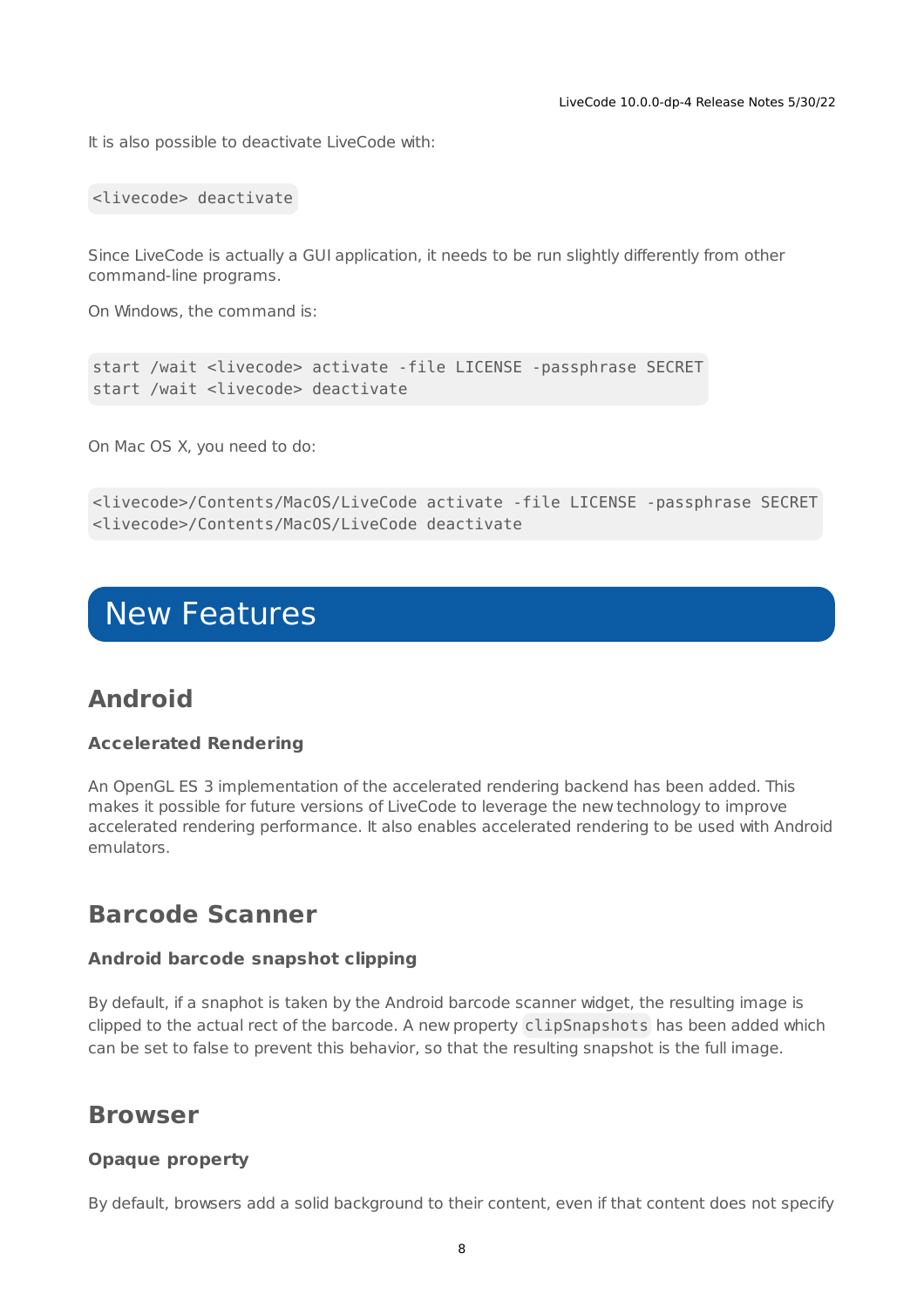It is also possible to deactivate LiveCode with:

```
<livecode> deactivate
```

Since LiveCode is actually a GUI application, it needs to be run slightly differently from other command-line programs.

On Windows, the command is:

```
start /wait <livecode> activate -file LICENSE -passphrase SECRET
start /wait <livecode> deactivate
```

On Mac OS X, you need to do:

```
<livecode>/Contents/MacOS/LiveCode activate -file LICENSE -passphrase SECRET
<livecode>/Contents/MacOS/LiveCode deactivate
```

# New Features

## Android

### Accelerated Rendering

An OpenGL ES 3 implementation of the accelerated rendering backend has been added. This makes it possible for future versions of LiveCode to leverage the new technology to improve accelerated rendering performance. It also enables accelerated rendering to be used with Android emulators.

## Barcode Scanner

### Android barcode snapshot clipping

By default, if a snaphot is taken by the Android barcode scanner widget, the resulting image is clipped to the actual rect of the barcode. A new property `clipSnapshots` has been added which can be set to false to prevent this behavior, so that the resulting snapshot is the full image.

## Browser

### Opaque property

By default, browsers add a solid background to their content, even if that content does not specify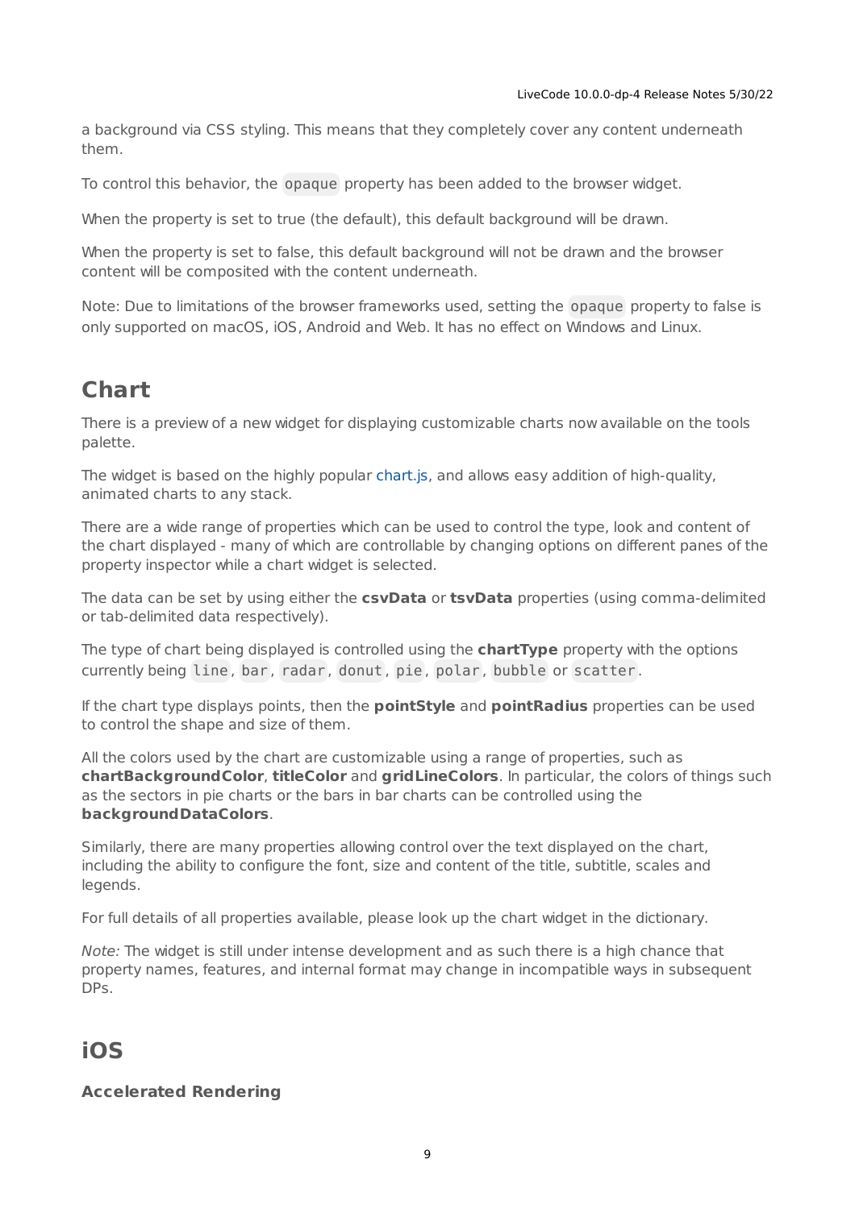a background via CSS styling. This means that they completely cover any content underneath them.

To control this behavior, the `opaque` property has been added to the browser widget.

When the property is set to true (the default), this default background will be drawn.

When the property is set to false, this default background will not be drawn and the browser content will be composited with the content underneath.

Note: Due to limitations of the browser frameworks used, setting the `opaque` property to false is only supported on macOS, iOS, Android and Web. It has no effect on Windows and Linux.

## Chart

There is a preview of a new widget for displaying customizable charts now available on the tools palette.

The widget is based on the highly popular chart.js, and allows easy addition of high-quality, animated charts to any stack.

There are a wide range of properties which can be used to control the type, look and content of the chart displayed - many of which are controllable by changing options on different panes of the property inspector while a chart widget is selected.

The data can be set by using either the **csvData** or **tsvData** properties (using comma-delimited or tab-delimited data respectively).

The type of chart being displayed is controlled using the **chartType** property with the options currently being `line`, `bar`, `radar`, `donut`, `pie`, `polar`, `bubble` or `scatter`.

If the chart type displays points, then the **pointStyle** and **pointRadius** properties can be used to control the shape and size of them.

All the colors used by the chart are customizable using a range of properties, such as **chartBackgroundColor**, **titleColor** and **gridLineColors**. In particular, the colors of things such as the sectors in pie charts or the bars in bar charts can be controlled using the **backgroundDataColors**.

Similarly, there are many properties allowing control over the text displayed on the chart, including the ability to configure the font, size and content of the title, subtitle, scales and legends.

For full details of all properties available, please look up the chart widget in the dictionary.

*Note:* The widget is still under intense development and as such there is a high chance that property names, features, and internal format may change in incompatible ways in subsequent DPs.

## iOS

### Accelerated Rendering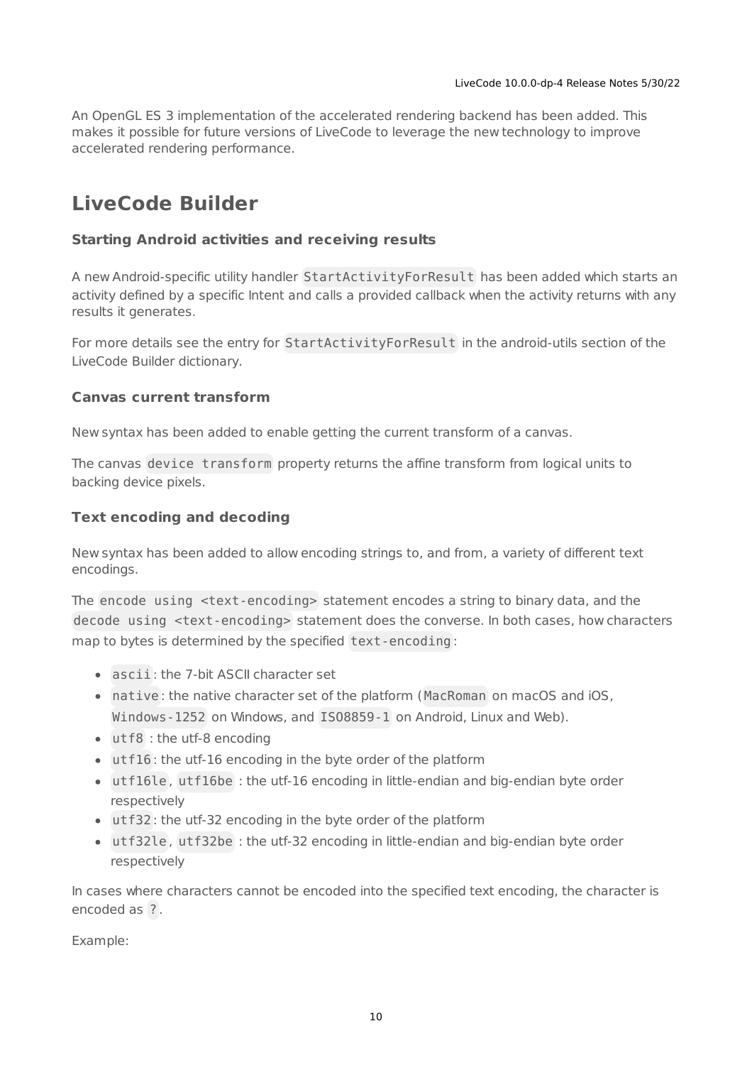An OpenGL ES 3 implementation of the accelerated rendering backend has been added. This makes it possible for future versions of LiveCode to leverage the new technology to improve accelerated rendering performance.

# LiveCode Builder

### Starting Android activities and receiving results

A new Android-specific utility handler `StartActivityForResult` has been added which starts an activity defined by a specific Intent and calls a provided callback when the activity returns with any results it generates.

For more details see the entry for `StartActivityForResult` in the android-utils section of the LiveCode Builder dictionary.

### Canvas current transform

New syntax has been added to enable getting the current transform of a canvas.

The canvas `device transform` property returns the affine transform from logical units to backing device pixels.

### Text encoding and decoding

New syntax has been added to allow encoding strings to, and from, a variety of different text encodings.

The `encode using <text-encoding>` statement encodes a string to binary data, and the `decode using <text-encoding>` statement does the converse. In both cases, how characters map to bytes is determined by the specified `text-encoding`:

- `ascii`: the 7-bit ASCII character set
- `native`: the native character set of the platform (`MacRoman` on macOS and iOS, `Windows-1252` on Windows, and `ISO8859-1` on Android, Linux and Web).
- `utf8` : the utf-8 encoding
- `utf16`: the utf-16 encoding in the byte order of the platform
- `utf16le`, `utf16be` : the utf-16 encoding in little-endian and big-endian byte order respectively
- `utf32`: the utf-32 encoding in the byte order of the platform
- `utf32le`, `utf32be` : the utf-32 encoding in little-endian and big-endian byte order respectively

In cases where characters cannot be encoded into the specified text encoding, the character is encoded as `?`.

Example: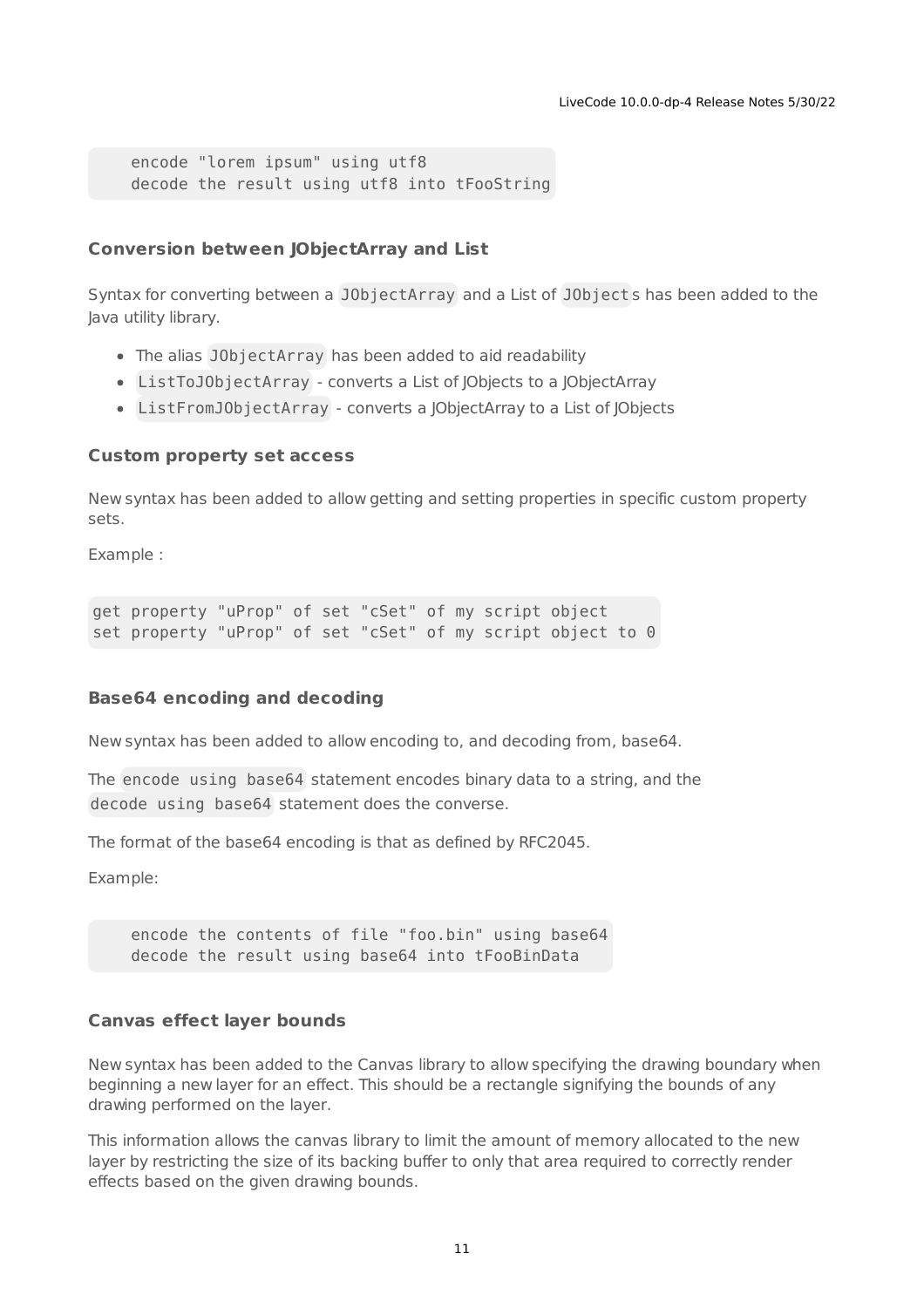```
encode "lorem ipsum" using utf8
decode the result using utf8 into tFooString
```

### Conversion between JObjectArray and List

Syntax for converting between a `JObjectArray` and a List of `JObject`s has been added to the Java utility library.

- The alias `JObjectArray` has been added to aid readability
- `ListToJObjectArray` - converts a List of JObjects to a JObjectArray
- `ListFromJObjectArray` - converts a JObjectArray to a List of JObjects

### Custom property set access

New syntax has been added to allow getting and setting properties in specific custom property sets.

Example :

```
get property "uProp" of set "cSet" of my script object
set property "uProp" of set "cSet" of my script object to 0
```

### Base64 encoding and decoding

New syntax has been added to allow encoding to, and decoding from, base64.

The `encode using base64` statement encodes binary data to a string, and the `decode using base64` statement does the converse.

The format of the base64 encoding is that as defined by RFC2045.

Example:

```
encode the contents of file "foo.bin" using base64
decode the result using base64 into tFooBinData
```

### Canvas effect layer bounds

New syntax has been added to the Canvas library to allow specifying the drawing boundary when beginning a new layer for an effect. This should be a rectangle signifying the bounds of any drawing performed on the layer.

This information allows the canvas library to limit the amount of memory allocated to the new layer by restricting the size of its backing buffer to only that area required to correctly render effects based on the given drawing bounds.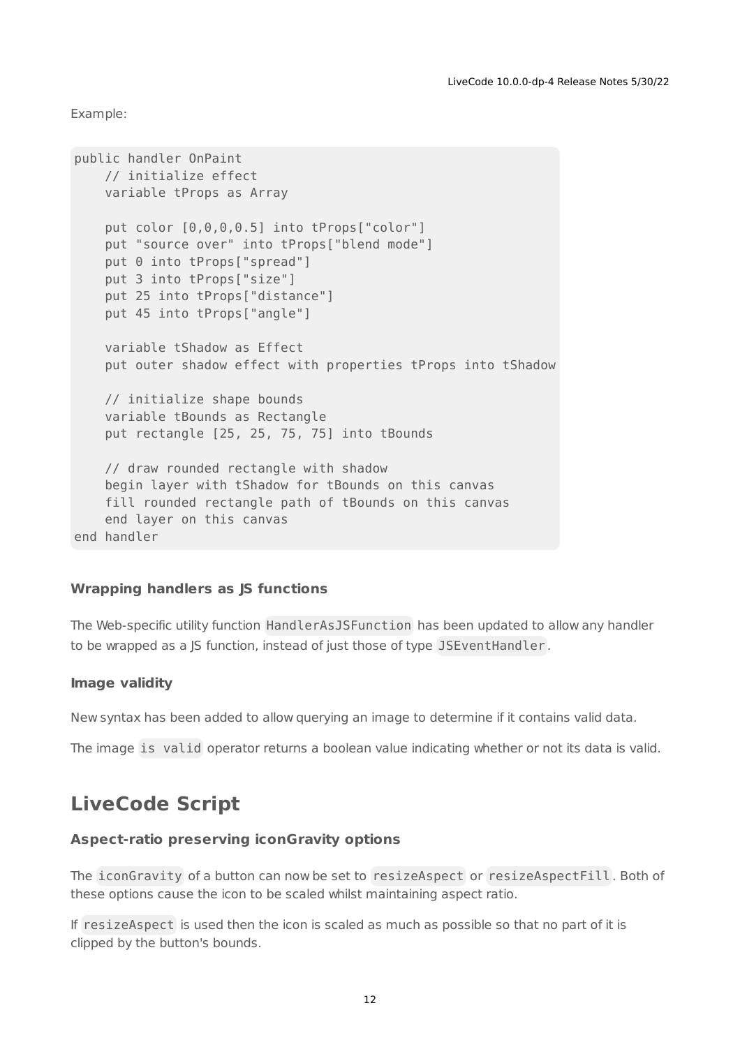Example:

```
public handler OnPaint
    // initialize effect
    variable tProps as Array

    put color [0,0,0,0.5] into tProps["color"]
    put "source over" into tProps["blend mode"]
    put 0 into tProps["spread"]
    put 3 into tProps["size"]
    put 25 into tProps["distance"]
    put 45 into tProps["angle"]

    variable tShadow as Effect
    put outer shadow effect with properties tProps into tShadow

    // initialize shape bounds
    variable tBounds as Rectangle
    put rectangle [25, 25, 75, 75] into tBounds

    // draw rounded rectangle with shadow
    begin layer with tShadow for tBounds on this canvas
    fill rounded rectangle path of tBounds on this canvas
    end layer on this canvas
end handler
```

### Wrapping handlers as JS functions

The Web-specific utility function `HandlerAsJSFunction` has been updated to allow any handler to be wrapped as a JS function, instead of just those of type `JSEventHandler`.

### Image validity

New syntax has been added to allow querying an image to determine if it contains valid data.

The image `is valid` operator returns a boolean value indicating whether or not its data is valid.

## LiveCode Script

### Aspect-ratio preserving iconGravity options

The `iconGravity` of a button can now be set to `resizeAspect` or `resizeAspectFill`. Both of these options cause the icon to be scaled whilst maintaining aspect ratio.

If `resizeAspect` is used then the icon is scaled as much as possible so that no part of it is clipped by the button's bounds.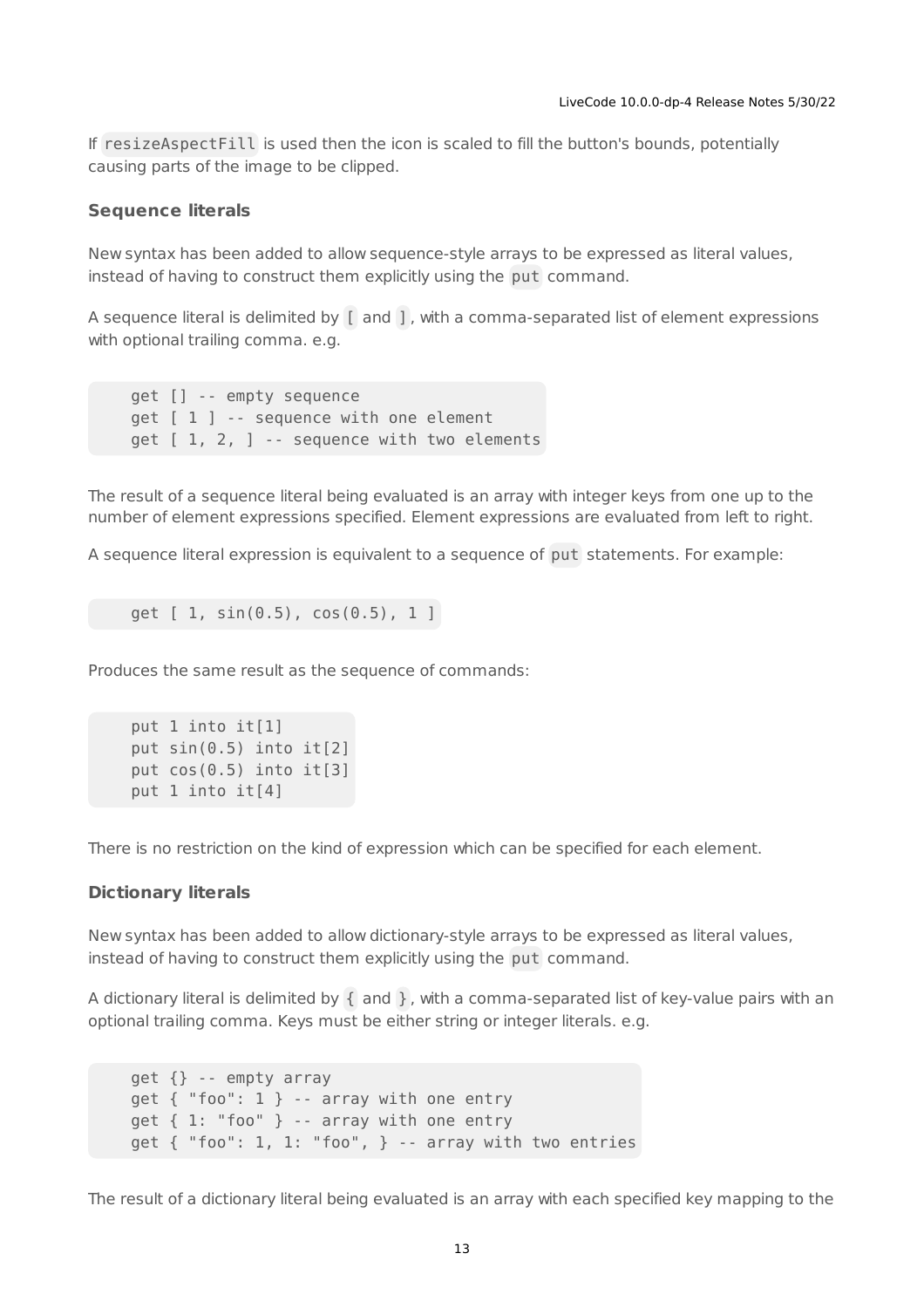If `resizeAspectFill` is used then the icon is scaled to fill the button's bounds, potentially causing parts of the image to be clipped.

### Sequence literals

New syntax has been added to allow sequence-style arrays to be expressed as literal values, instead of having to construct them explicitly using the `put` command.

A sequence literal is delimited by `[` and `]`, with a comma-separated list of element expressions with optional trailing comma. e.g.

```
get [] -- empty sequence
get [ 1 ] -- sequence with one element
get [ 1, 2, ] -- sequence with two elements
```

The result of a sequence literal being evaluated is an array with integer keys from one up to the number of element expressions specified. Element expressions are evaluated from left to right.

A sequence literal expression is equivalent to a sequence of `put` statements. For example:

```
get [ 1, sin(0.5), cos(0.5), 1 ]
```

Produces the same result as the sequence of commands:

```
put 1 into it[1]
put sin(0.5) into it[2]
put cos(0.5) into it[3]
put 1 into it[4]
```

There is no restriction on the kind of expression which can be specified for each element.

### Dictionary literals

New syntax has been added to allow dictionary-style arrays to be expressed as literal values, instead of having to construct them explicitly using the `put` command.

A dictionary literal is delimited by `{` and `}`, with a comma-separated list of key-value pairs with an optional trailing comma. Keys must be either string or integer literals. e.g.

```
get {} -- empty array
get { "foo": 1 } -- array with one entry
get { 1: "foo" } -- array with one entry
get { "foo": 1, 1: "foo", } -- array with two entries
```

The result of a dictionary literal being evaluated is an array with each specified key mapping to the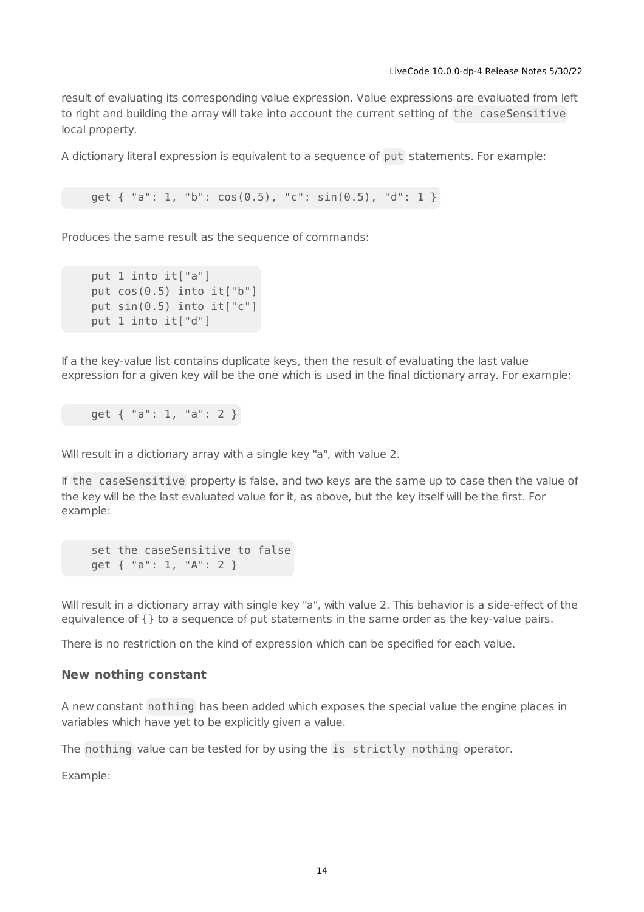result of evaluating its corresponding value expression. Value expressions are evaluated from left to right and building the array will take into account the current setting of `the caseSensitive` local property.

A dictionary literal expression is equivalent to a sequence of `put` statements. For example:

```
get { "a": 1, "b": cos(0.5), "c": sin(0.5), "d": 1 }
```

Produces the same result as the sequence of commands:

```
put 1 into it["a"]
put cos(0.5) into it["b"]
put sin(0.5) into it["c"]
put 1 into it["d"]
```

If a the key-value list contains duplicate keys, then the result of evaluating the last value expression for a given key will be the one which is used in the final dictionary array. For example:

```
get { "a": 1, "a": 2 }
```

Will result in a dictionary array with a single key "a", with value 2.

If `the caseSensitive` property is false, and two keys are the same up to case then the value of the key will be the last evaluated value for it, as above, but the key itself will be the first. For example:

```
set the caseSensitive to false
get { "a": 1, "A": 2 }
```

Will result in a dictionary array with single key "a", with value 2. This behavior is a side-effect of the equivalence of {} to a sequence of put statements in the same order as the key-value pairs.

There is no restriction on the kind of expression which can be specified for each value.

### New nothing constant

A new constant `nothing` has been added which exposes the special value the engine places in variables which have yet to be explicitly given a value.

The `nothing` value can be tested for by using the `is strictly nothing` operator.

Example: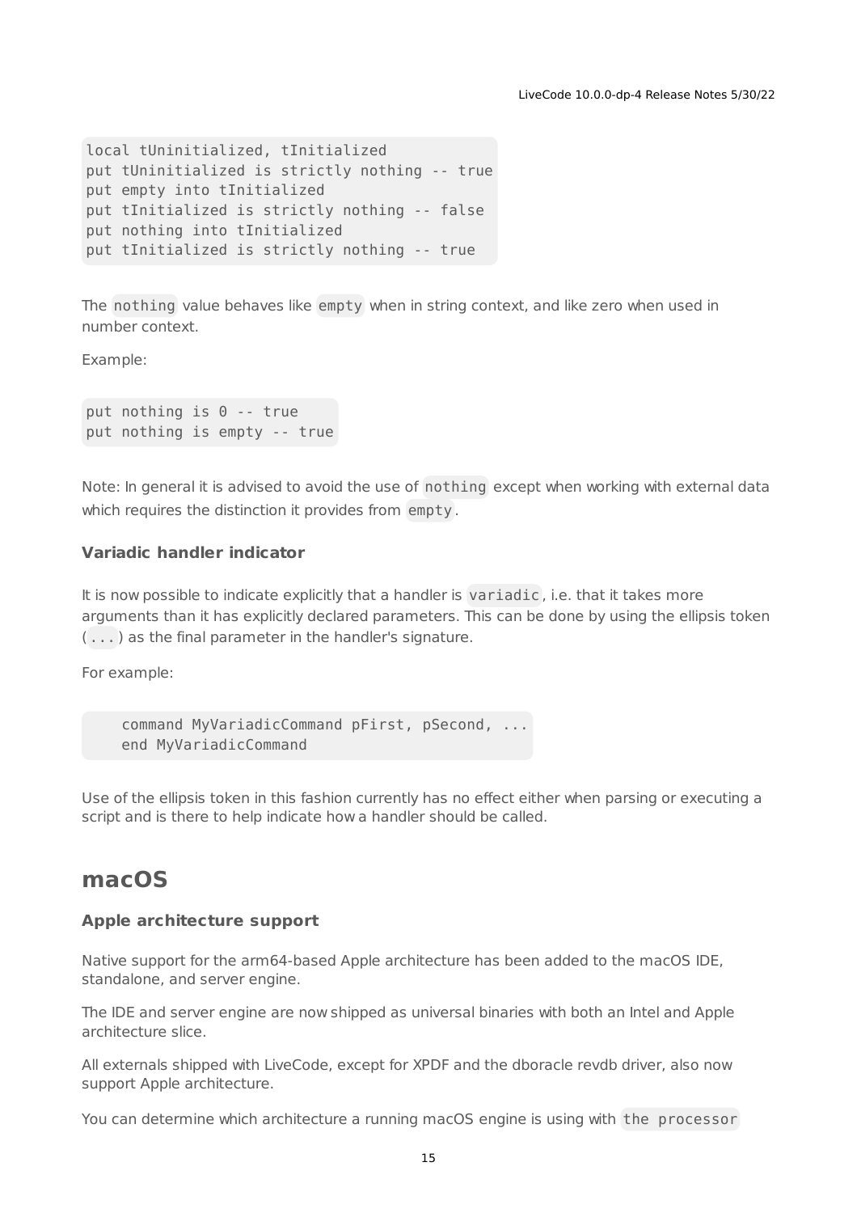```
local tUninitialized, tInitialized
put tUninitialized is strictly nothing -- true
put empty into tInitialized
put tInitialized is strictly nothing -- false
put nothing into tInitialized
put tInitialized is strictly nothing -- true
```

The `nothing` value behaves like `empty` when in string context, and like zero when used in number context.

Example:

```
put nothing is 0 -- true
put nothing is empty -- true
```

Note: In general it is advised to avoid the use of `nothing` except when working with external data which requires the distinction it provides from `empty`.

### Variadic handler indicator

It is now possible to indicate explicitly that a handler is `variadic`, i.e. that it takes more arguments than it has explicitly declared parameters. This can be done by using the ellipsis token (`...`) as the final parameter in the handler's signature.

For example:

```
    command MyVariadicCommand pFirst, pSecond, ...
    end MyVariadicCommand
```

Use of the ellipsis token in this fashion currently has no effect either when parsing or executing a script and is there to help indicate how a handler should be called.

## macOS

### Apple architecture support

Native support for the arm64-based Apple architecture has been added to the macOS IDE, standalone, and server engine.

The IDE and server engine are now shipped as universal binaries with both an Intel and Apple architecture slice.

All externals shipped with LiveCode, except for XPDF and the dboracle revdb driver, also now support Apple architecture.

You can determine which architecture a running macOS engine is using with `the processor`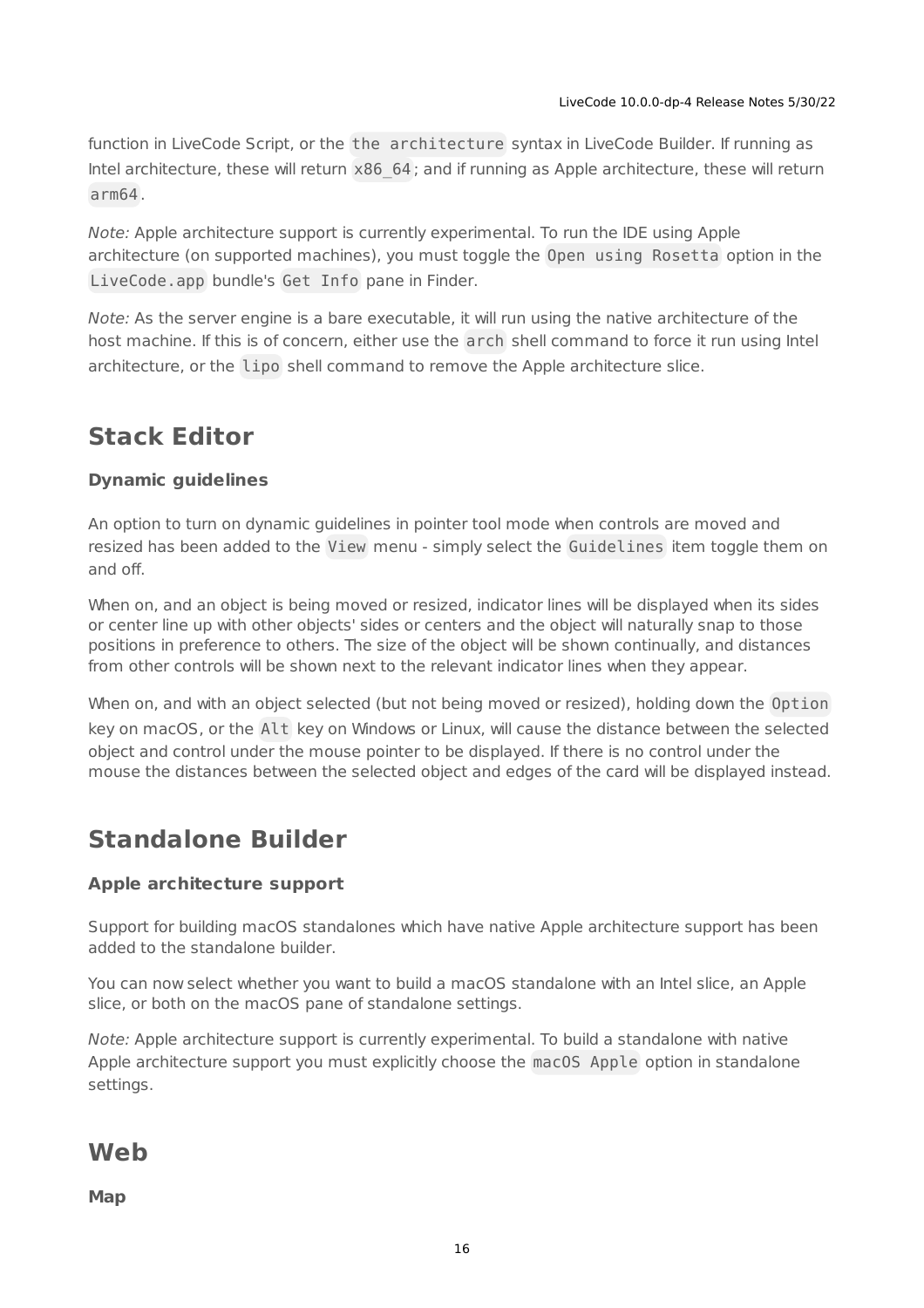function in LiveCode Script, or the `the architecture` syntax in LiveCode Builder. If running as Intel architecture, these will return `x86_64`; and if running as Apple architecture, these will return `arm64`.

*Note:* Apple architecture support is currently experimental. To run the IDE using Apple architecture (on supported machines), you must toggle the `Open using Rosetta` option in the `LiveCode.app` bundle's `Get Info` pane in Finder.

*Note:* As the server engine is a bare executable, it will run using the native architecture of the host machine. If this is of concern, either use the `arch` shell command to force it run using Intel architecture, or the `lipo` shell command to remove the Apple architecture slice.

## Stack Editor

### Dynamic guidelines

An option to turn on dynamic guidelines in pointer tool mode when controls are moved and resized has been added to the `View` menu - simply select the `Guidelines` item toggle them on and off.

When on, and an object is being moved or resized, indicator lines will be displayed when its sides or center line up with other objects' sides or centers and the object will naturally snap to those positions in preference to others. The size of the object will be shown continually, and distances from other controls will be shown next to the relevant indicator lines when they appear.

When on, and with an object selected (but not being moved or resized), holding down the `Option` key on macOS, or the `Alt` key on Windows or Linux, will cause the distance between the selected object and control under the mouse pointer to be displayed. If there is no control under the mouse the distances between the selected object and edges of the card will be displayed instead.

## Standalone Builder

### Apple architecture support

Support for building macOS standalones which have native Apple architecture support has been added to the standalone builder.

You can now select whether you want to build a macOS standalone with an Intel slice, an Apple slice, or both on the macOS pane of standalone settings.

*Note:* Apple architecture support is currently experimental. To build a standalone with native Apple architecture support you must explicitly choose the `macOS Apple` option in standalone settings.

## Web

### Map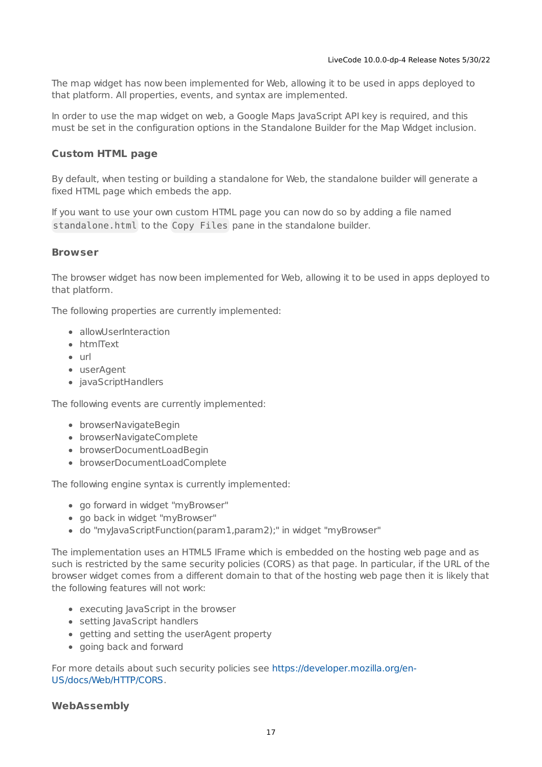The map widget has now been implemented for Web, allowing it to be used in apps deployed to that platform. All properties, events, and syntax are implemented.

In order to use the map widget on web, a Google Maps JavaScript API key is required, and this must be set in the configuration options in the Standalone Builder for the Map Widget inclusion.

### Custom HTML page

By default, when testing or building a standalone for Web, the standalone builder will generate a fixed HTML page which embeds the app.

If you want to use your own custom HTML page you can now do so by adding a file named `standalone.html` to the `Copy Files` pane in the standalone builder.

### Browser

The browser widget has now been implemented for Web, allowing it to be used in apps deployed to that platform.

The following properties are currently implemented:

- allowUserInteraction
- htmlText
- url
- userAgent
- javaScriptHandlers

The following events are currently implemented:

- browserNavigateBegin
- browserNavigateComplete
- browserDocumentLoadBegin
- browserDocumentLoadComplete

The following engine syntax is currently implemented:

- go forward in widget "myBrowser"
- go back in widget "myBrowser"
- do "myJavaScriptFunction(param1,param2);" in widget "myBrowser"

The implementation uses an HTML5 IFrame which is embedded on the hosting web page and as such is restricted by the same security policies (CORS) as that page. In particular, if the URL of the browser widget comes from a different domain to that of the hosting web page then it is likely that the following features will not work:

- executing JavaScript in the browser
- setting JavaScript handlers
- getting and setting the userAgent property
- going back and forward

For more details about such security policies see https://developer.mozilla.org/en-US/docs/Web/HTTP/CORS.

### WebAssembly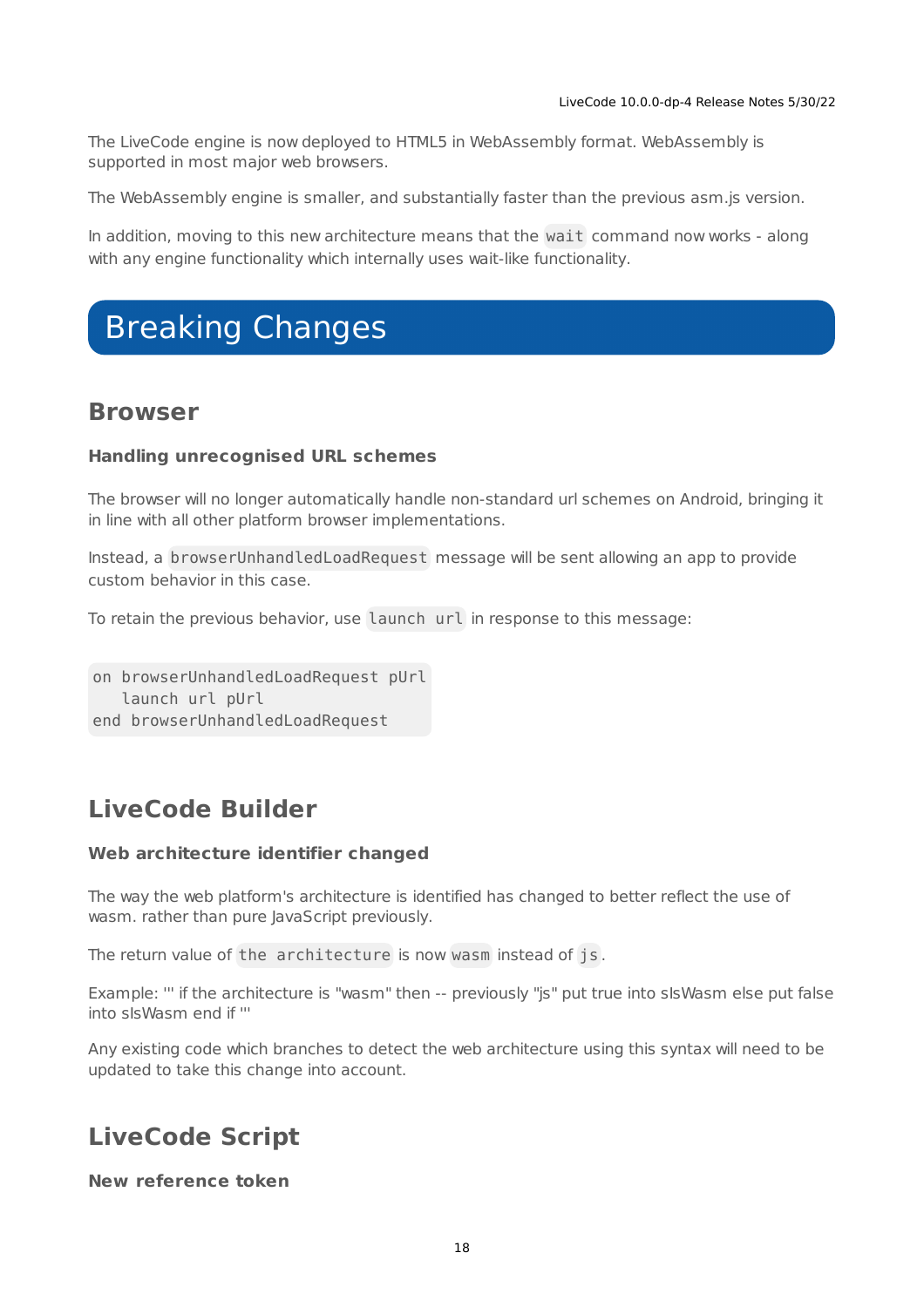The LiveCode engine is now deployed to HTML5 in WebAssembly format. WebAssembly is supported in most major web browsers.

The WebAssembly engine is smaller, and substantially faster than the previous asm.js version.

In addition, moving to this new architecture means that the `wait` command now works - along with any engine functionality which internally uses wait-like functionality.

# Breaking Changes

## Browser

### Handling unrecognised URL schemes

The browser will no longer automatically handle non-standard url schemes on Android, bringing it in line with all other platform browser implementations.

Instead, a `browserUnhandledLoadRequest` message will be sent allowing an app to provide custom behavior in this case.

To retain the previous behavior, use `launch url` in response to this message:

```
on browserUnhandledLoadRequest pUrl
   launch url pUrl
end browserUnhandledLoadRequest
```

## LiveCode Builder

### Web architecture identifier changed

The way the web platform's architecture is identified has changed to better reflect the use of wasm. rather than pure JavaScript previously.

The return value of `the architecture` is now `wasm` instead of `js`.

Example: ''' if the architecture is "wasm" then -- previously "js" put true into sIsWasm else put false into sIsWasm end if '''

Any existing code which branches to detect the web architecture using this syntax will need to be updated to take this change into account.

## LiveCode Script

### New reference token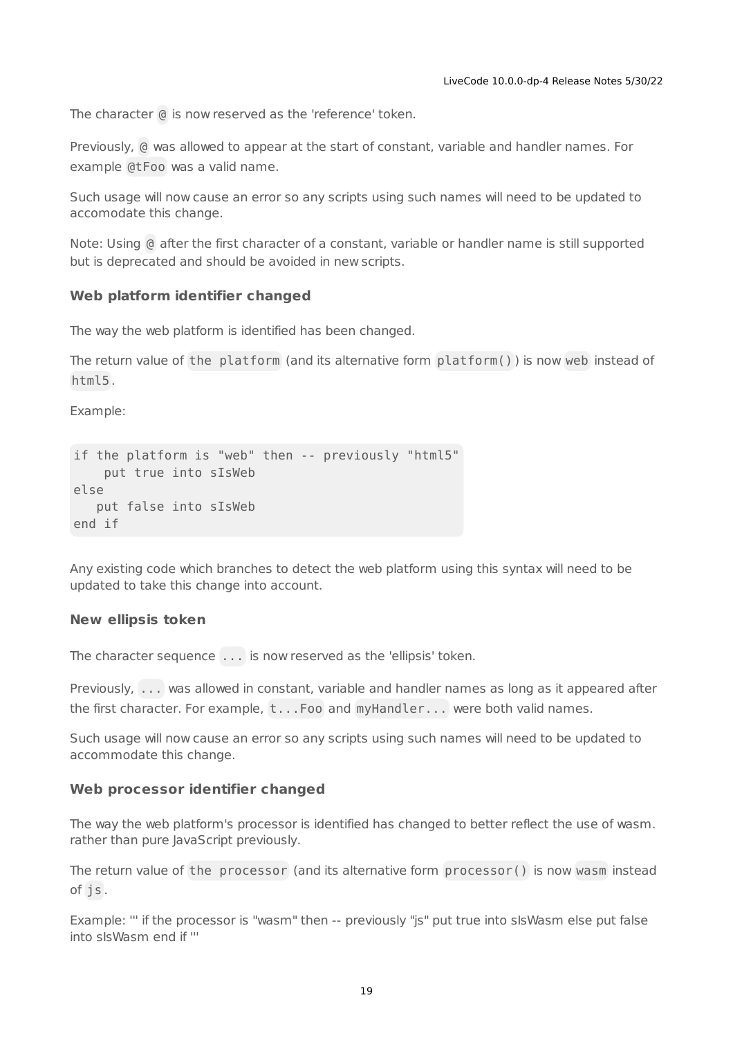The character `@` is now reserved as the 'reference' token.

Previously, `@` was allowed to appear at the start of constant, variable and handler names. For example `@tFoo` was a valid name.

Such usage will now cause an error so any scripts using such names will need to be updated to accomodate this change.

Note: Using `@` after the first character of a constant, variable or handler name is still supported but is deprecated and should be avoided in new scripts.

### Web platform identifier changed

The way the web platform is identified has been changed.

The return value of `the platform` (and its alternative form `platform()`) is now `web` instead of `html5`.

Example:

```
if the platform is "web" then -- previously "html5"
    put true into sIsWeb
else
   put false into sIsWeb
end if
```

Any existing code which branches to detect the web platform using this syntax will need to be updated to take this change into account.

### New ellipsis token

The character sequence `...` is now reserved as the 'ellipsis' token.

Previously, `...` was allowed in constant, variable and handler names as long as it appeared after the first character. For example, `t...Foo` and `myHandler...` were both valid names.

Such usage will now cause an error so any scripts using such names will need to be updated to accommodate this change.

### Web processor identifier changed

The way the web platform's processor is identified has changed to better reflect the use of wasm. rather than pure JavaScript previously.

The return value of `the processor` (and its alternative form `processor()` is now `wasm` instead of `js`.

Example: ''' if the processor is "wasm" then -- previously "js" put true into sIsWasm else put false into sIsWasm end if '''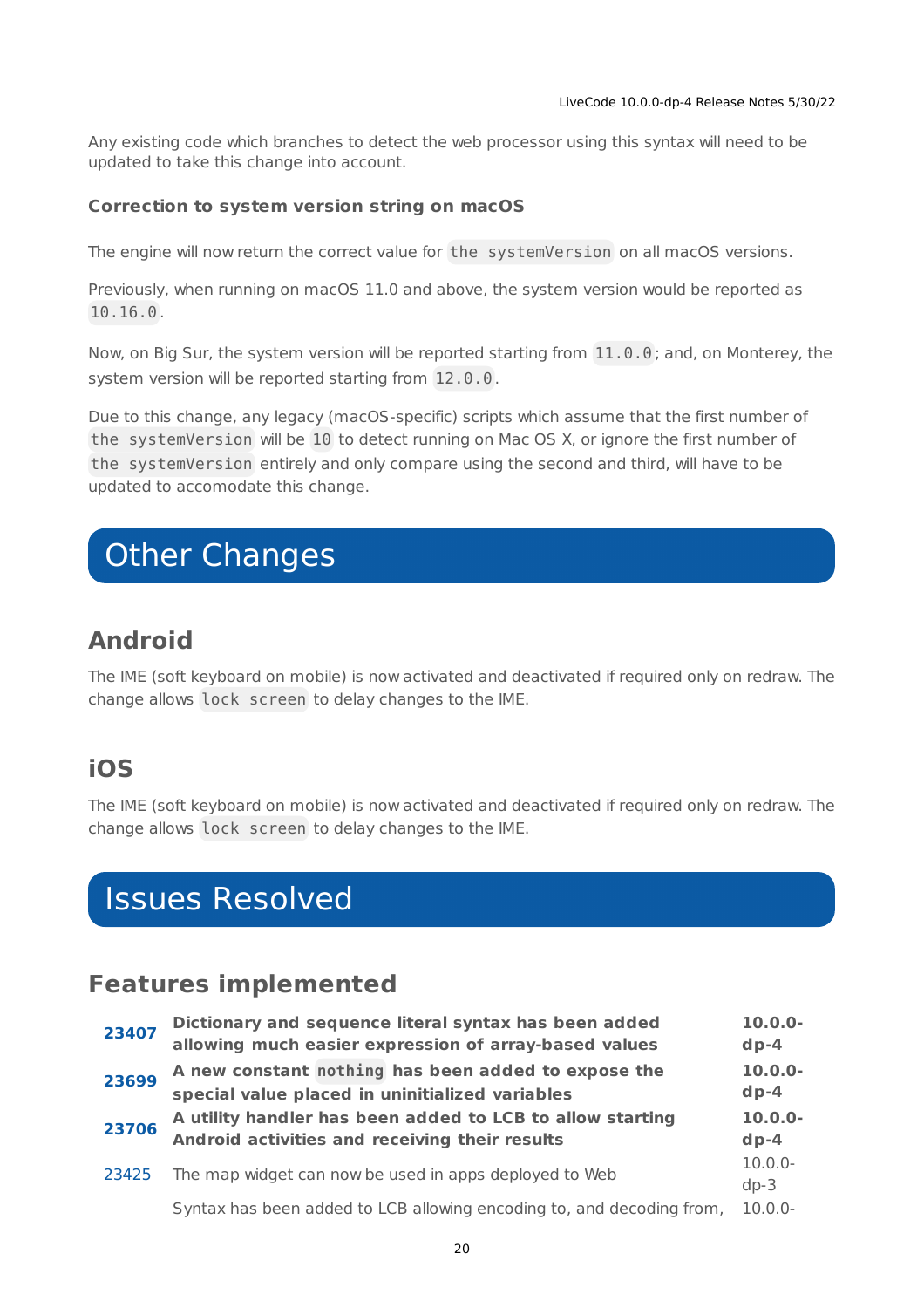Any existing code which branches to detect the web processor using this syntax will need to be updated to take this change into account.

### Correction to system version string on macOS

The engine will now return the correct value for `the systemVersion` on all macOS versions.

Previously, when running on macOS 11.0 and above, the system version would be reported as `10.16.0`.

Now, on Big Sur, the system version will be reported starting from `11.0.0`; and, on Monterey, the system version will be reported starting from `12.0.0`.

Due to this change, any legacy (macOS-specific) scripts which assume that the first number of `the systemVersion` will be `10` to detect running on Mac OS X, or ignore the first number of `the systemVersion` entirely and only compare using the second and third, will have to be updated to accomodate this change.

# Other Changes

## Android

The IME (soft keyboard on mobile) is now activated and deactivated if required only on redraw. The change allows `lock screen` to delay changes to the IME.

## iOS

The IME (soft keyboard on mobile) is now activated and deactivated if required only on redraw. The change allows `lock screen` to delay changes to the IME.

# Issues Resolved

## Features implemented

| | | |
|---|---|---|
| **23407** | **Dictionary and sequence literal syntax has been added allowing much easier expression of array-based values** | **10.0.0-dp-4** |
| **23699** | **A new constant `nothing` has been added to expose the special value placed in uninitialized variables** | **10.0.0-dp-4** |
| **23706** | **A utility handler has been added to LCB to allow starting Android activities and receiving their results** | **10.0.0-dp-4** |
| 23425 | The map widget can now be used in apps deployed to Web | 10.0.0-dp-3 |
| | Syntax has been added to LCB allowing encoding to, and decoding from, | 10.0.0- |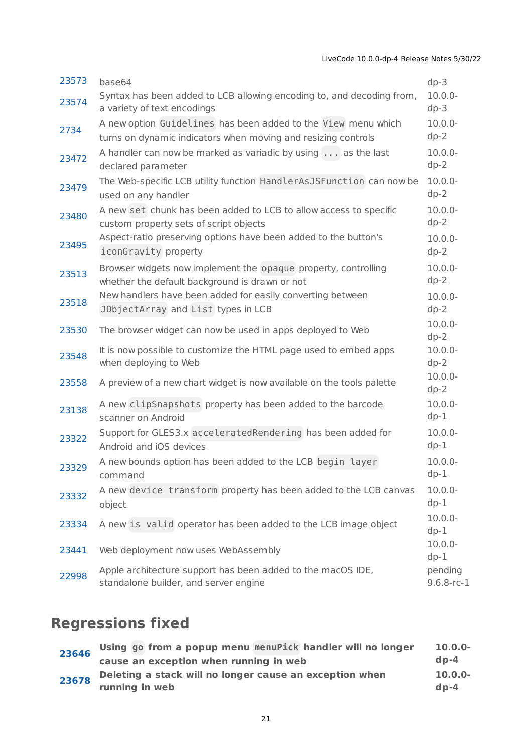| | | |
|---|---|---|
| 23573 | base64 | dp-3 |
| 23574 | Syntax has been added to LCB allowing encoding to, and decoding from, a variety of text encodings | 10.0.0-dp-3 |
| 2734 | A new option `Guidelines` has been added to the `View` menu which turns on dynamic indicators when moving and resizing controls | 10.0.0-dp-2 |
| 23472 | A handler can now be marked as variadic by using `...` as the last declared parameter | 10.0.0-dp-2 |
| 23479 | The Web-specific LCB utility function `HandlerAsJSFunction` can now be used on any handler | 10.0.0-dp-2 |
| 23480 | A new `set` chunk has been added to LCB to allow access to specific custom property sets of script objects | 10.0.0-dp-2 |
| 23495 | Aspect-ratio preserving options have been added to the button's `iconGravity` property | 10.0.0-dp-2 |
| 23513 | Browser widgets now implement the `opaque` property, controlling whether the default background is drawn or not | 10.0.0-dp-2 |
| 23518 | New handlers have been added for easily converting between `JObjectArray` and `List` types in LCB | 10.0.0-dp-2 |
| 23530 | The browser widget can now be used in apps deployed to Web | 10.0.0-dp-2 |
| 23548 | It is now possible to customize the HTML page used to embed apps when deploying to Web | 10.0.0-dp-2 |
| 23558 | A preview of a new chart widget is now available on the tools palette | 10.0.0-dp-2 |
| 23138 | A new `clipSnapshots` property has been added to the barcode scanner on Android | 10.0.0-dp-1 |
| 23322 | Support for GLES3.x `acceleratedRendering` has been added for Android and iOS devices | 10.0.0-dp-1 |
| 23329 | A new bounds option has been added to the LCB `begin layer` command | 10.0.0-dp-1 |
| 23332 | A new `device transform` property has been added to the LCB canvas object | 10.0.0-dp-1 |
| 23334 | A new `is valid` operator has been added to the LCB image object | 10.0.0-dp-1 |
| 23441 | Web deployment now uses WebAssembly | 10.0.0-dp-1 |
| 22998 | Apple architecture support has been added to the macOS IDE, standalone builder, and server engine | pending 9.6.8-rc-1 |

## Regressions fixed

| | | |
|---|---|---|
| **23646** | **Using `go` from a popup menu `menuPick` handler will no longer cause an exception when running in web** | **10.0.0-dp-4** |
| **23678** | **Deleting a stack will no longer cause an exception when running in web** | **10.0.0-dp-4** |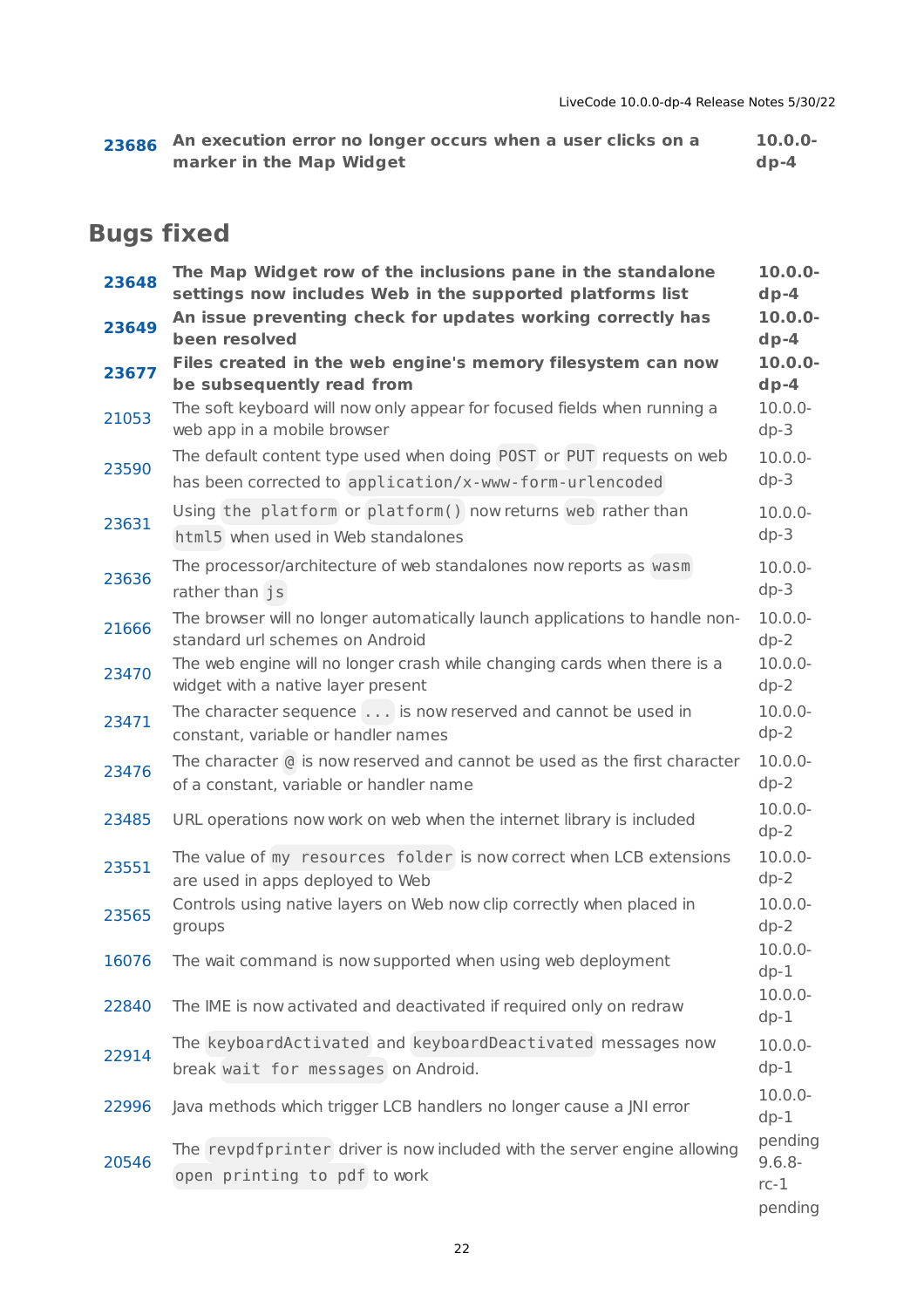| | | |
|---|---|---|
| **23686** | **An execution error no longer occurs when a user clicks on a marker in the Map Widget** | **10.0.0-dp-4** |

## Bugs fixed

| | | |
|---|---|---|
| **23648** | **The Map Widget row of the inclusions pane in the standalone settings now includes Web in the supported platforms list** | **10.0.0-dp-4** |
| **23649** | **An issue preventing check for updates working correctly has been resolved** | **10.0.0-dp-4** |
| **23677** | **Files created in the web engine's memory filesystem can now be subsequently read from** | **10.0.0-dp-4** |
| 21053 | The soft keyboard will now only appear for focused fields when running a web app in a mobile browser | 10.0.0-dp-3 |
| 23590 | The default content type used when doing `POST` or `PUT` requests on web has been corrected to `application/x-www-form-urlencoded` | 10.0.0-dp-3 |
| 23631 | Using `the platform` or `platform()` now returns `web` rather than `html5` when used in Web standalones | 10.0.0-dp-3 |
| 23636 | The processor/architecture of web standalones now reports as `wasm` rather than `js` | 10.0.0-dp-3 |
| 21666 | The browser will no longer automatically launch applications to handle non-standard url schemes on Android | 10.0.0-dp-2 |
| 23470 | The web engine will no longer crash while changing cards when there is a widget with a native layer present | 10.0.0-dp-2 |
| 23471 | The character sequence `...` is now reserved and cannot be used in constant, variable or handler names | 10.0.0-dp-2 |
| 23476 | The character `@` is now reserved and cannot be used as the first character of a constant, variable or handler name | 10.0.0-dp-2 |
| 23485 | URL operations now work on web when the internet library is included | 10.0.0-dp-2 |
| 23551 | The value of `my resources folder` is now correct when LCB extensions are used in apps deployed to Web | 10.0.0-dp-2 |
| 23565 | Controls using native layers on Web now clip correctly when placed in groups | 10.0.0-dp-2 |
| 16076 | The wait command is now supported when using web deployment | 10.0.0-dp-1 |
| 22840 | The IME is now activated and deactivated if required only on redraw | 10.0.0-dp-1 |
| 22914 | The `keyboardActivated` and `keyboardDeactivated` messages now break `wait for messages` on Android. | 10.0.0-dp-1 |
| 22996 | Java methods which trigger LCB handlers no longer cause a JNI error | 10.0.0-dp-1 |
| 20546 | The `revpdfprinter` driver is now included with the server engine allowing `open printing to pdf` to work | pending 9.6.8-rc-1 pending |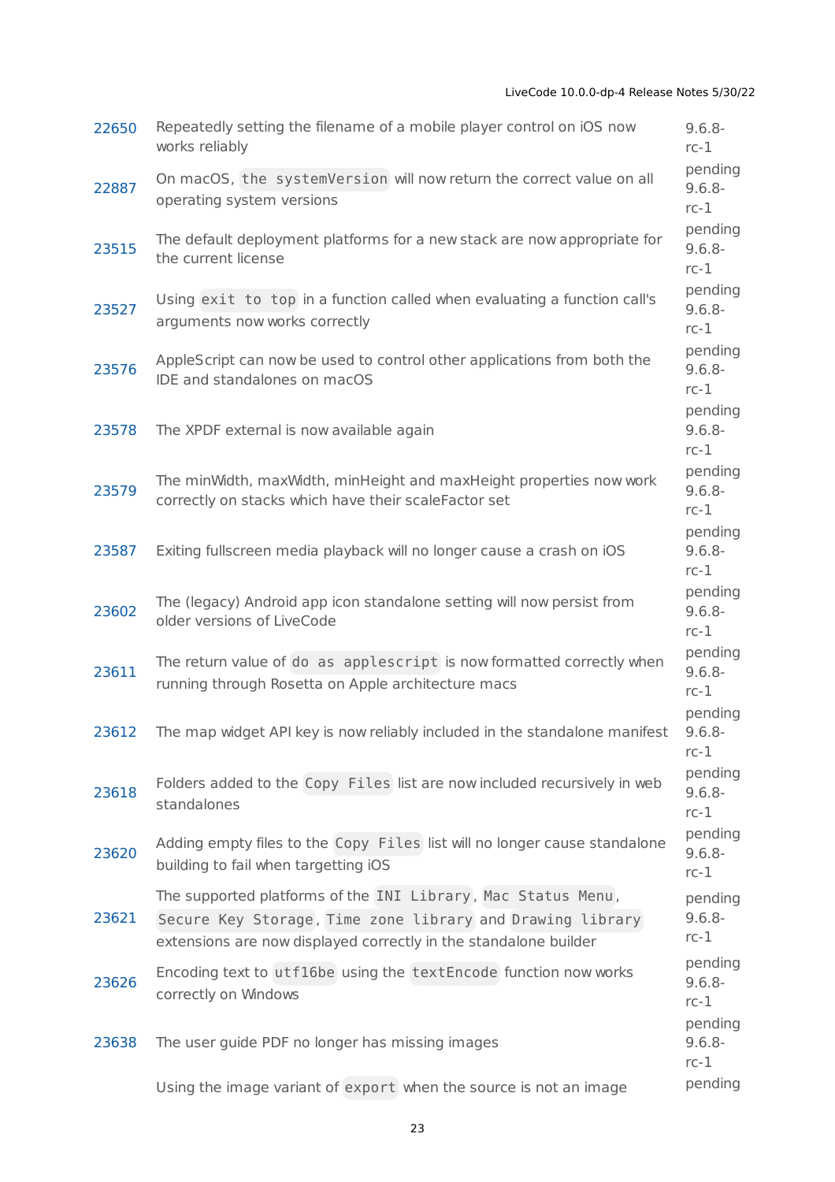| | | |
|---|---|---|
| 22650 | Repeatedly setting the filename of a mobile player control on iOS now works reliably | 9.6.8-rc-1 |
| 22887 | On macOS, `the systemVersion` will now return the correct value on all operating system versions | pending 9.6.8-rc-1 |
| 23515 | The default deployment platforms for a new stack are now appropriate for the current license | pending 9.6.8-rc-1 |
| 23527 | Using `exit to top` in a function called when evaluating a function call's arguments now works correctly | pending 9.6.8-rc-1 |
| 23576 | AppleScript can now be used to control other applications from both the IDE and standalones on macOS | pending 9.6.8-rc-1 |
| 23578 | The XPDF external is now available again | pending 9.6.8-rc-1 |
| 23579 | The minWidth, maxWidth, minHeight and maxHeight properties now work correctly on stacks which have their scaleFactor set | pending 9.6.8-rc-1 |
| 23587 | Exiting fullscreen media playback will no longer cause a crash on iOS | pending 9.6.8-rc-1 |
| 23602 | The (legacy) Android app icon standalone setting will now persist from older versions of LiveCode | pending 9.6.8-rc-1 |
| 23611 | The return value of `do as applescript` is now formatted correctly when running through Rosetta on Apple architecture macs | pending 9.6.8-rc-1 |
| 23612 | The map widget API key is now reliably included in the standalone manifest | pending 9.6.8-rc-1 |
| 23618 | Folders added to the `Copy Files` list are now included recursively in web standalones | pending 9.6.8-rc-1 |
| 23620 | Adding empty files to the `Copy Files` list will no longer cause standalone building to fail when targetting iOS | pending 9.6.8-rc-1 |
| 23621 | The supported platforms of the `INI Library`, `Mac Status Menu`, `Secure Key Storage`, `Time zone library` and `Drawing library` extensions are now displayed correctly in the standalone builder | pending 9.6.8-rc-1 |
| 23626 | Encoding text to `utf16be` using the `textEncode` function now works correctly on Windows | pending 9.6.8-rc-1 |
| 23638 | The user guide PDF no longer has missing images | pending 9.6.8-rc-1 |
| | Using the image variant of `export` when the source is not an image | pending |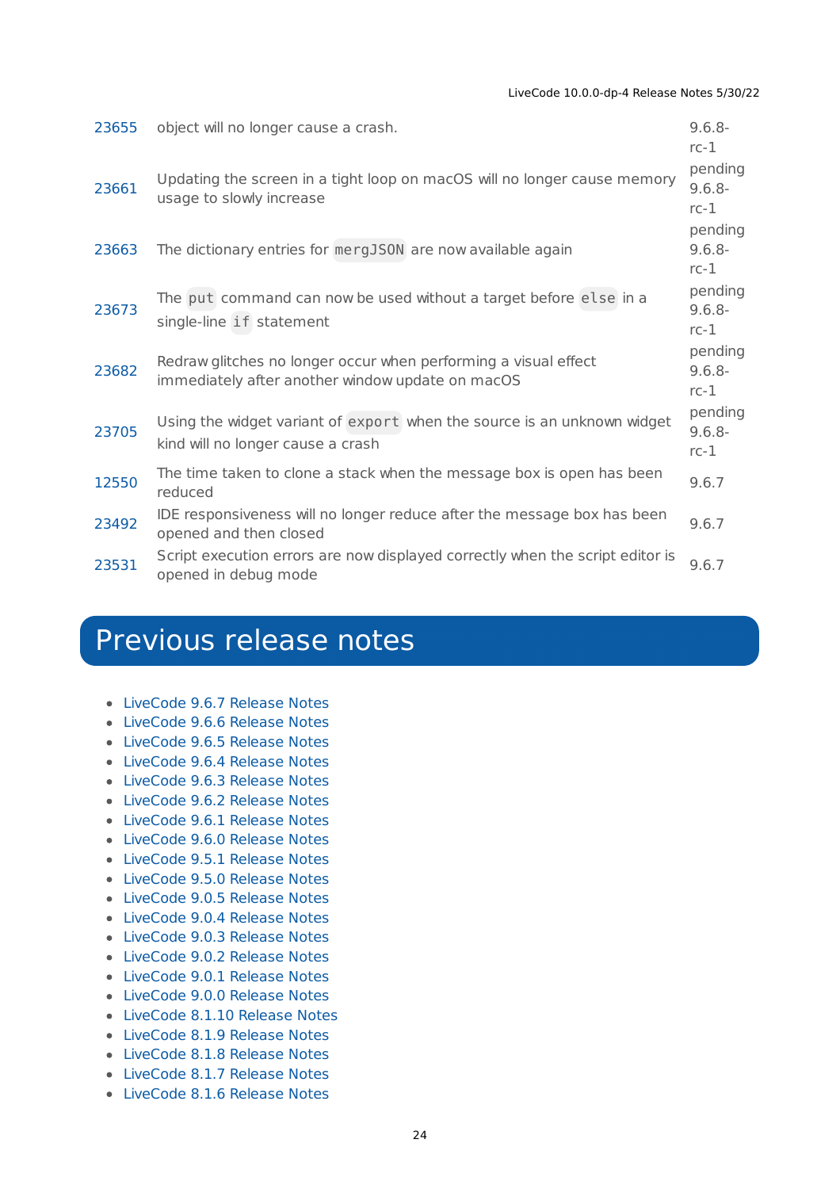| | | |
|---|---|---|
| 23655 | object will no longer cause a crash. | 9.6.8-rc-1 pending |
| 23661 | Updating the screen in a tight loop on macOS will no longer cause memory usage to slowly increase | 9.6.8-rc-1 pending |
| 23663 | The dictionary entries for `mergJSON` are now available again | 9.6.8-rc-1 pending |
| 23673 | The `put` command can now be used without a target before `else` in a single-line `if` statement | 9.6.8-rc-1 pending |
| 23682 | Redraw glitches no longer occur when performing a visual effect immediately after another window update on macOS | 9.6.8-rc-1 pending |
| 23705 | Using the widget variant of `export` when the source is an unknown widget kind will no longer cause a crash | 9.6.8-rc-1 |
| 12550 | The time taken to clone a stack when the message box is open has been reduced | 9.6.7 |
| 23492 | IDE responsiveness will no longer reduce after the message box has been opened and then closed | 9.6.7 |
| 23531 | Script execution errors are now displayed correctly when the script editor is opened in debug mode | 9.6.7 |

# Previous release notes

- LiveCode 9.6.7 Release Notes
- LiveCode 9.6.6 Release Notes
- LiveCode 9.6.5 Release Notes
- LiveCode 9.6.4 Release Notes
- LiveCode 9.6.3 Release Notes
- LiveCode 9.6.2 Release Notes
- LiveCode 9.6.1 Release Notes
- LiveCode 9.6.0 Release Notes
- LiveCode 9.5.1 Release Notes
- LiveCode 9.5.0 Release Notes
- LiveCode 9.0.5 Release Notes
- LiveCode 9.0.4 Release Notes
- LiveCode 9.0.3 Release Notes
- LiveCode 9.0.2 Release Notes
- LiveCode 9.0.1 Release Notes
- LiveCode 9.0.0 Release Notes
- LiveCode 8.1.10 Release Notes
- LiveCode 8.1.9 Release Notes
- LiveCode 8.1.8 Release Notes
- LiveCode 8.1.7 Release Notes
- LiveCode 8.1.6 Release Notes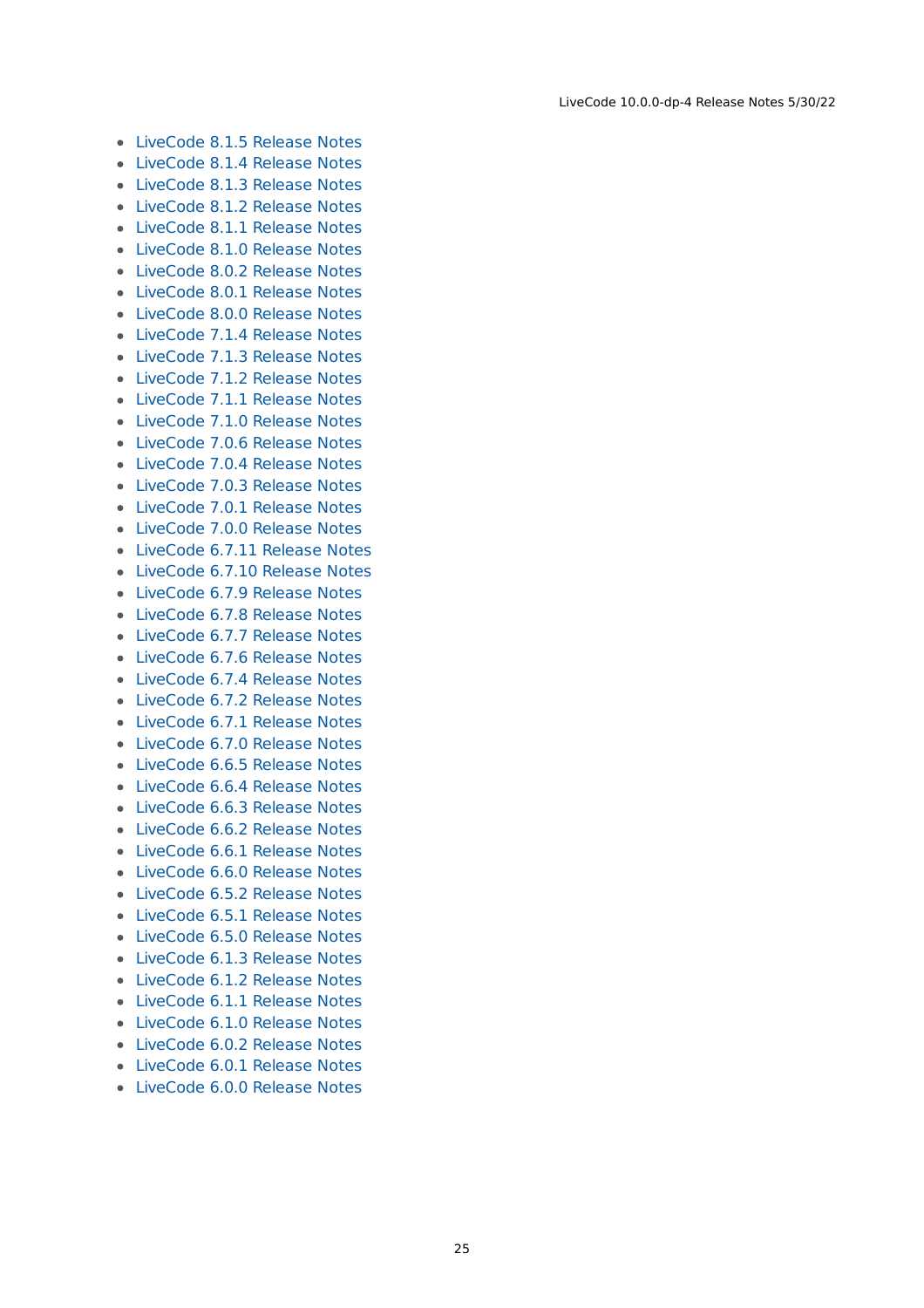- LiveCode 8.1.5 Release Notes
- LiveCode 8.1.4 Release Notes
- LiveCode 8.1.3 Release Notes
- LiveCode 8.1.2 Release Notes
- LiveCode 8.1.1 Release Notes
- LiveCode 8.1.0 Release Notes
- LiveCode 8.0.2 Release Notes
- LiveCode 8.0.1 Release Notes
- LiveCode 8.0.0 Release Notes
- LiveCode 7.1.4 Release Notes
- LiveCode 7.1.3 Release Notes
- LiveCode 7.1.2 Release Notes
- LiveCode 7.1.1 Release Notes
- LiveCode 7.1.0 Release Notes
- LiveCode 7.0.6 Release Notes
- LiveCode 7.0.4 Release Notes
- LiveCode 7.0.3 Release Notes
- LiveCode 7.0.1 Release Notes
- LiveCode 7.0.0 Release Notes
- LiveCode 6.7.11 Release Notes
- LiveCode 6.7.10 Release Notes
- LiveCode 6.7.9 Release Notes
- LiveCode 6.7.8 Release Notes
- LiveCode 6.7.7 Release Notes
- LiveCode 6.7.6 Release Notes
- LiveCode 6.7.4 Release Notes
- LiveCode 6.7.2 Release Notes
- LiveCode 6.7.1 Release Notes
- LiveCode 6.7.0 Release Notes
- LiveCode 6.6.5 Release Notes
- LiveCode 6.6.4 Release Notes
- LiveCode 6.6.3 Release Notes
- LiveCode 6.6.2 Release Notes
- LiveCode 6.6.1 Release Notes
- LiveCode 6.6.0 Release Notes
- LiveCode 6.5.2 Release Notes
- LiveCode 6.5.1 Release Notes
- LiveCode 6.5.0 Release Notes
- LiveCode 6.1.3 Release Notes
- LiveCode 6.1.2 Release Notes
- LiveCode 6.1.1 Release Notes
- LiveCode 6.1.0 Release Notes
- LiveCode 6.0.2 Release Notes
- LiveCode 6.0.1 Release Notes
- LiveCode 6.0.0 Release Notes